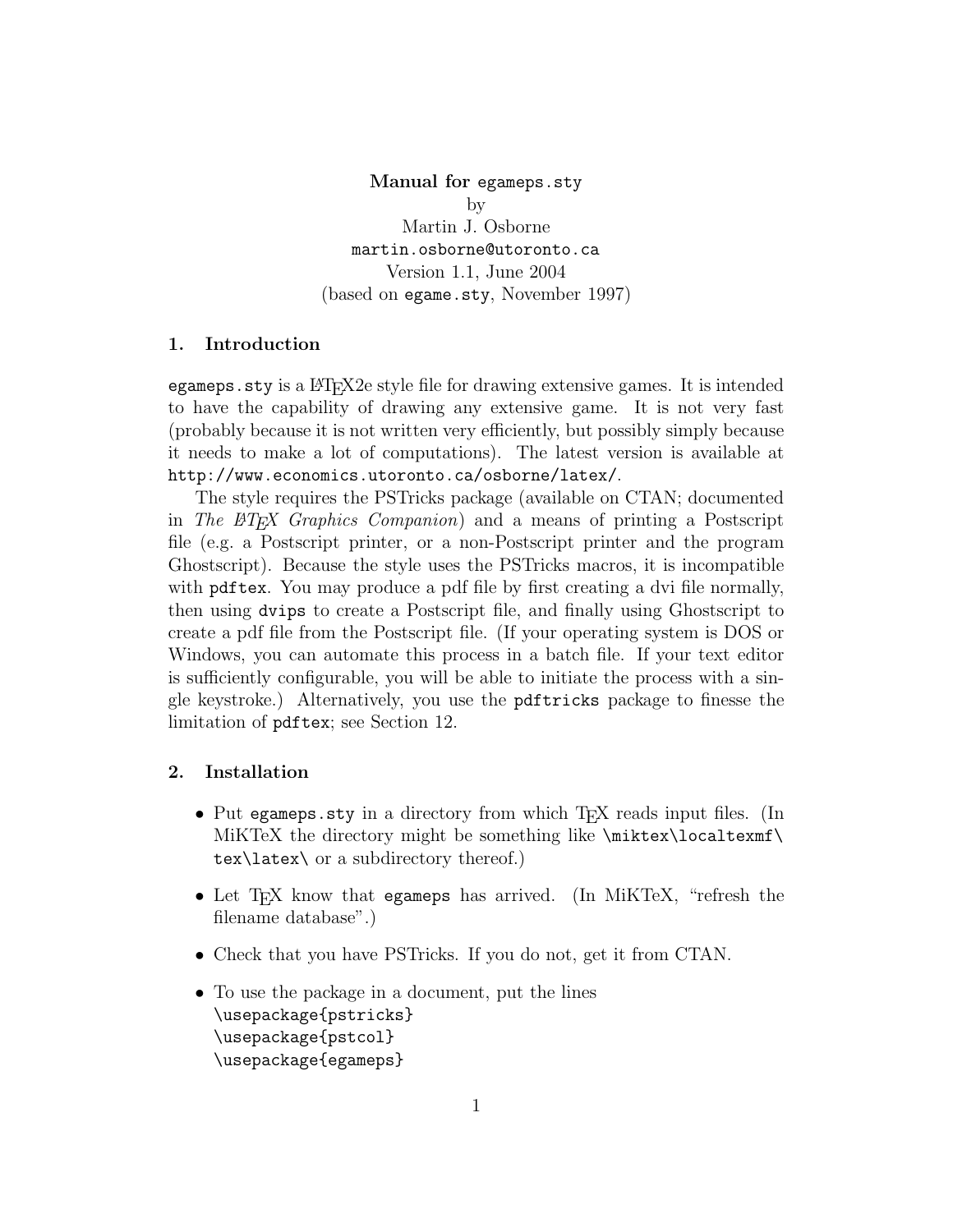**Manual for `egameps.sty`**
by
Martin J. Osborne
`martin.osborne@utoronto.ca`
Version 1.1, June 2004
(based on `egame.sty`, November 1997)

## 1. Introduction

`egameps.sty` is a LaTeX2e style file for drawing extensive games. It is intended to have the capability of drawing any extensive game. It is not very fast (probably because it is not written very efficiently, but possibly simply because it needs to make a lot of computations). The latest version is available at `http://www.economics.utoronto.ca/osborne/latex/`.

The style requires the PSTricks package (available on CTAN; documented in *The LaTeX Graphics Companion*) and a means of printing a Postscript file (e.g. a Postscript printer, or a non-Postscript printer and the program Ghostscript). Because the style uses the PSTricks macros, it is incompatible with `pdftex`. You may produce a pdf file by first creating a dvi file normally, then using `dvips` to create a Postscript file, and finally using Ghostscript to create a pdf file from the Postscript file. (If your operating system is DOS or Windows, you can automate this process in a batch file. If your text editor is sufficiently configurable, you will be able to initiate the process with a single keystroke.) Alternatively, you use the `pdftricks` package to finesse the limitation of `pdftex`; see Section 12.

## 2. Installation

- Put `egameps.sty` in a directory from which TeX reads input files. (In MiKTeX the directory might be something like `\miktex\localtexmf\tex\latex\` or a subdirectory thereof.)
- Let TeX know that `egameps` has arrived. (In MiKTeX, "refresh the filename database".)
- Check that you have PSTricks. If you do not, get it from CTAN.
- To use the package in a document, put the lines

```
\usepackage{pstricks}
\usepackage{pstcol}
\usepackage{egameps}
```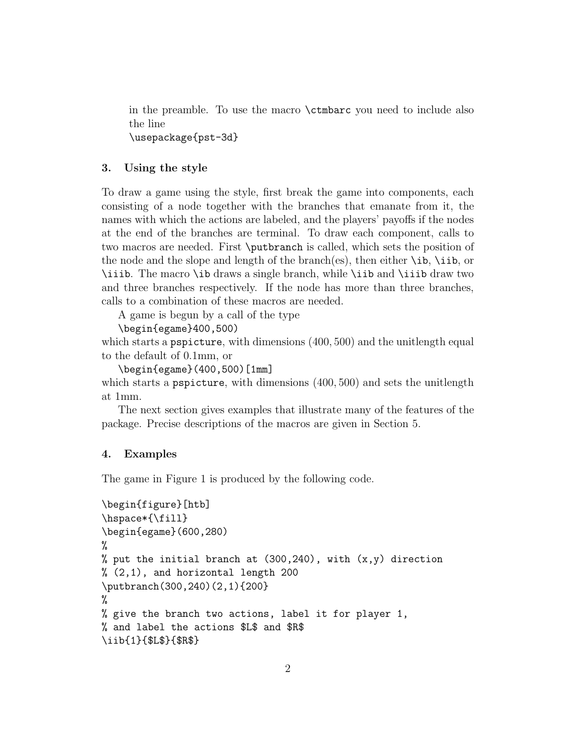in the preamble. To use the macro `\ctmbarc` you need to include also the line
`\usepackage{pst-3d}`

## 3. Using the style

To draw a game using the style, first break the game into components, each consisting of a node together with the branches that emanate from it, the names with which the actions are labeled, and the players' payoffs if the nodes at the end of the branches are terminal. To draw each component, calls to two macros are needed. First `\putbranch` is called, which sets the position of the node and the slope and length of the branch(es), then either `\ib`, `\iib`, or `\iiib`. The macro `\ib` draws a single branch, while `\iib` and `\iiib` draw two and three branches respectively. If the node has more than three branches, calls to a combination of these macros are needed.

A game is begun by a call of the type
`\begin{egame}400,500)`
which starts a `pspicture`, with dimensions $(400, 500)$ and the unitlength equal to the default of 0.1mm, or
`\begin{egame}(400,500)[1mm]`
which starts a `pspicture`, with dimensions $(400, 500)$ and sets the unitlength at 1mm.

The next section gives examples that illustrate many of the features of the package. Precise descriptions of the macros are given in Section 5.

## 4. Examples

The game in Figure 1 is produced by the following code.

```
\begin{figure}[htb]
\hspace*{\fill}
\begin{egame}(600,280)
%
% put the initial branch at (300,240), with (x,y) direction
% (2,1), and horizontal length 200
\putbranch(300,240)(2,1){200}
%
% give the branch two actions, label it for player 1,
% and label the actions $L$ and $R$
\iib{1}{$L$}{$R$}
```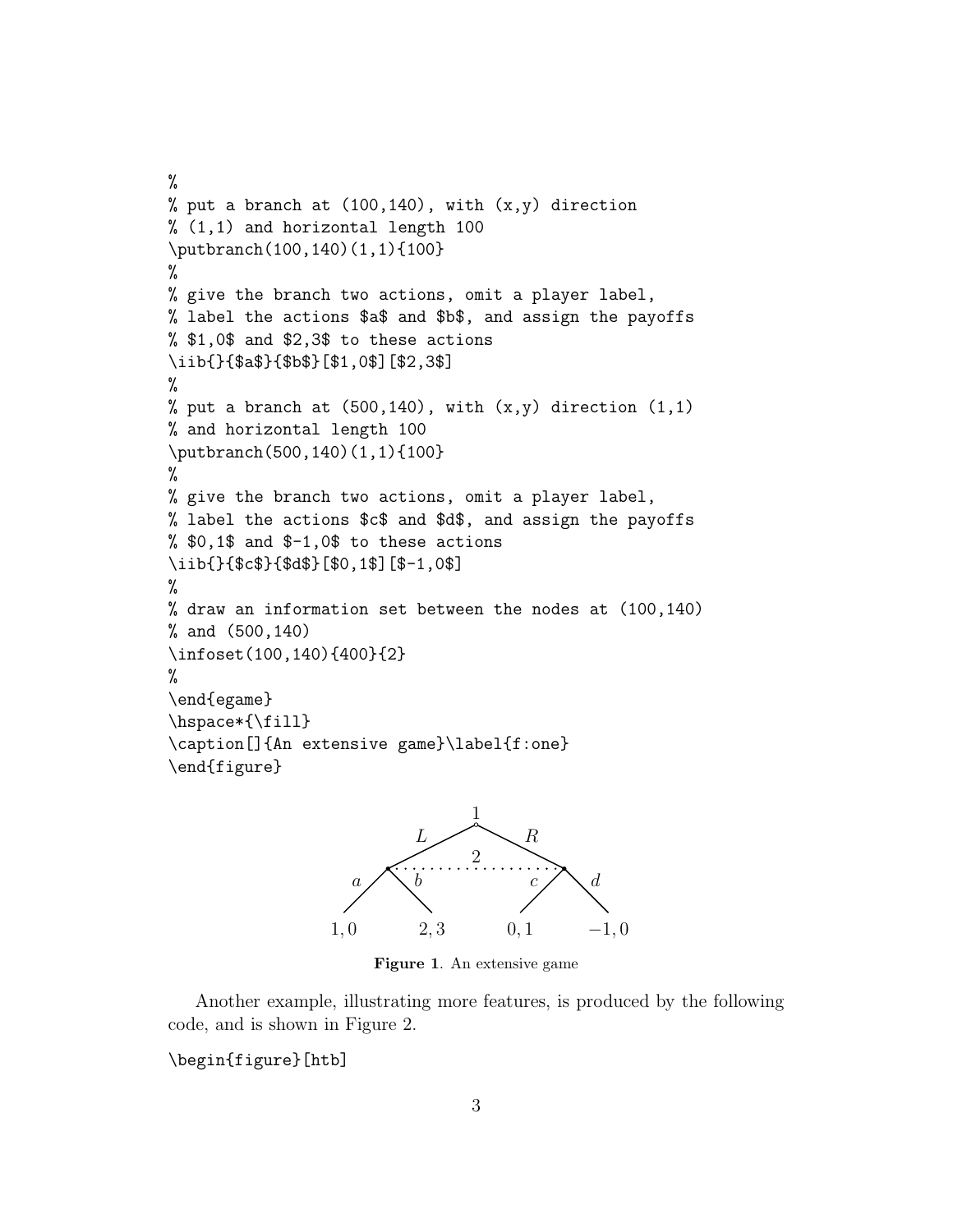```
%
% put a branch at (100,140), with (x,y) direction
% (1,1) and horizontal length 100
\putbranch(100,140)(1,1){100}
%
% give the branch two actions, omit a player label,
% label the actions $a$ and $b$, and assign the payoffs
% $1,0$ and $2,3$ to these actions
\iib{}{$a$}{$b$}[$1,0$][$2,3$]
%
% put a branch at (500,140), with (x,y) direction (1,1)
% and horizontal length 100
\putbranch(500,140)(1,1){100}
%
% give the branch two actions, omit a player label,
% label the actions $c$ and $d$, and assign the payoffs
% $0,1$ and $-1,0$ to these actions
\iib{}{$c$}{$d$}[$0,1$][$-1,0$]
%
% draw an information set between the nodes at (100,140)
% and (500,140)
\infoset(100,140){400}{2}
%
\end{egame}
\hspace*{\fill}
\caption[]{An extensive game}\label{f:one}
\end{figure}
```

**Figure 1**. An extensive game

Another example, illustrating more features, is produced by the following code, and is shown in Figure 2.

```
\begin{figure}[htb]
```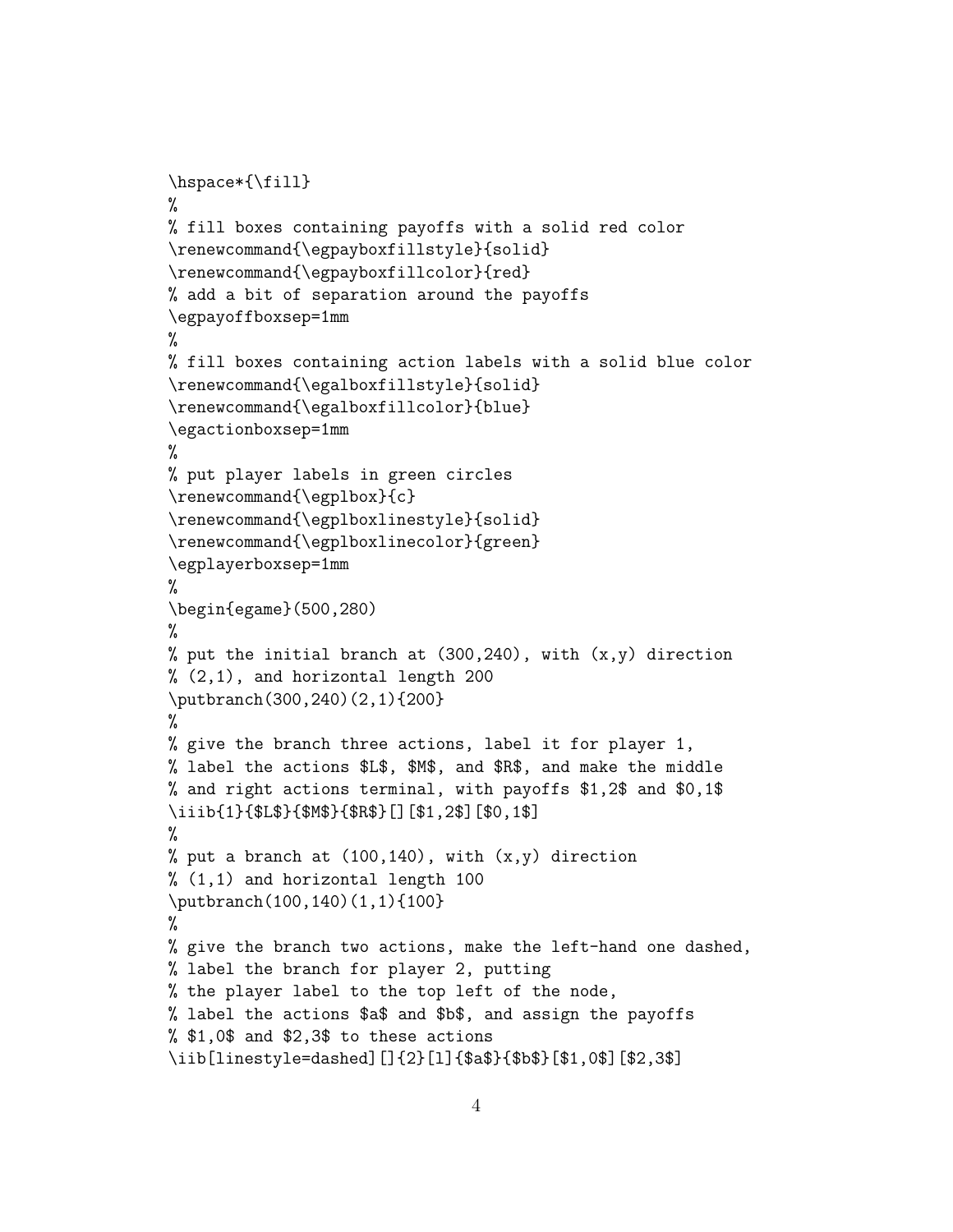```
\hspace*{\fill}
%
% fill boxes containing payoffs with a solid red color
\renewcommand{\egpayboxfillstyle}{solid}
\renewcommand{\egpayboxfillcolor}{red}
% add a bit of separation around the payoffs
\egpayoffboxsep=1mm
%
% fill boxes containing action labels with a solid blue color
\renewcommand{\egalboxfillstyle}{solid}
\renewcommand{\egalboxfillcolor}{blue}
\egactionboxsep=1mm
%
% put player labels in green circles
\renewcommand{\egplbox}{c}
\renewcommand{\egplboxlinestyle}{solid}
\renewcommand{\egplboxlinecolor}{green}
\egplayerboxsep=1mm
%
\begin{egame}(500,280)
%
% put the initial branch at (300,240), with (x,y) direction
% (2,1), and horizontal length 200
\putbranch(300,240)(2,1){200}
%
% give the branch three actions, label it for player 1,
% label the actions $L$, $M$, and $R$, and make the middle
% and right actions terminal, with payoffs $1,2$ and $0,1$
\iiib{1}{$L$}{$M$}{$R$}[][$1,2$][$0,1$]
%
% put a branch at (100,140), with (x,y) direction
% (1,1) and horizontal length 100
\putbranch(100,140)(1,1){100}
%
% give the branch two actions, make the left-hand one dashed,
% label the branch for player 2, putting
% the player label to the top left of the node,
% label the actions $a$ and $b$, and assign the payoffs
% $1,0$ and $2,3$ to these actions
\iib[linestyle=dashed][]{2}[l]{$a$}{$b$}[$1,0$][$2,3$]
```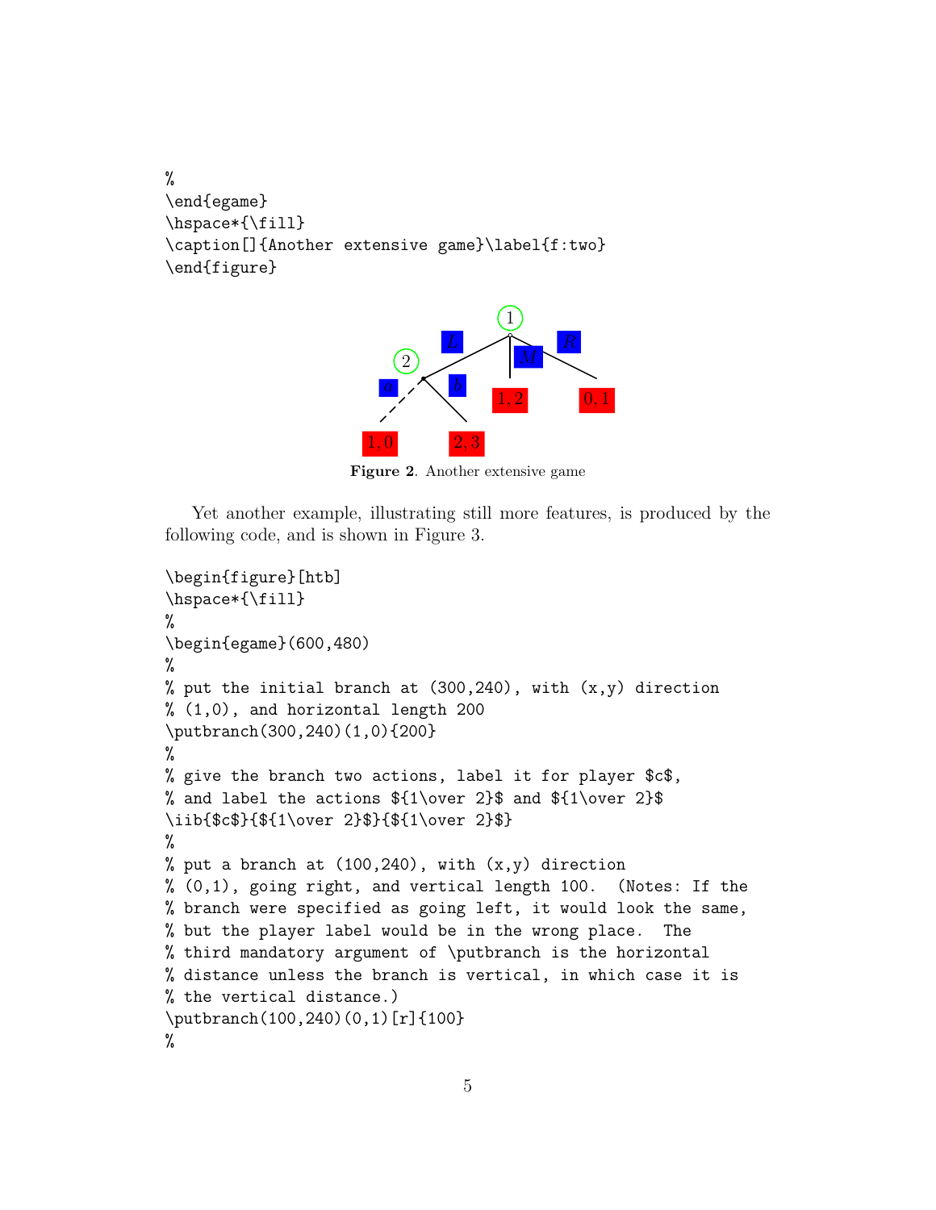```
%
\end{egame}
\hspace*{\fill}
\caption[]{Another extensive game}\label{f:two}
\end{figure}
```

**Figure 2**. Another extensive game

Yet another example, illustrating still more features, is produced by the following code, and is shown in Figure 3.

```
\begin{figure}[htb]
\hspace*{\fill}
%
\begin{egame}(600,480)
%
% put the initial branch at (300,240), with (x,y) direction
% (1,0), and horizontal length 200
\putbranch(300,240)(1,0){200}
%
% give the branch two actions, label it for player $c$,
% and label the actions ${1\over 2}$ and ${1\over 2}$
\iib{$c$}{${1\over 2}$}{${1\over 2}$}
%
% put a branch at (100,240), with (x,y) direction
% (0,1), going right, and vertical length 100.  (Notes: If the
% branch were specified as going left, it would look the same,
% but the player label would be in the wrong place.  The
% third mandatory argument of \putbranch is the horizontal
% distance unless the branch is vertical, in which case it is
% the vertical distance.)
\putbranch(100,240)(0,1)[r]{100}
%
```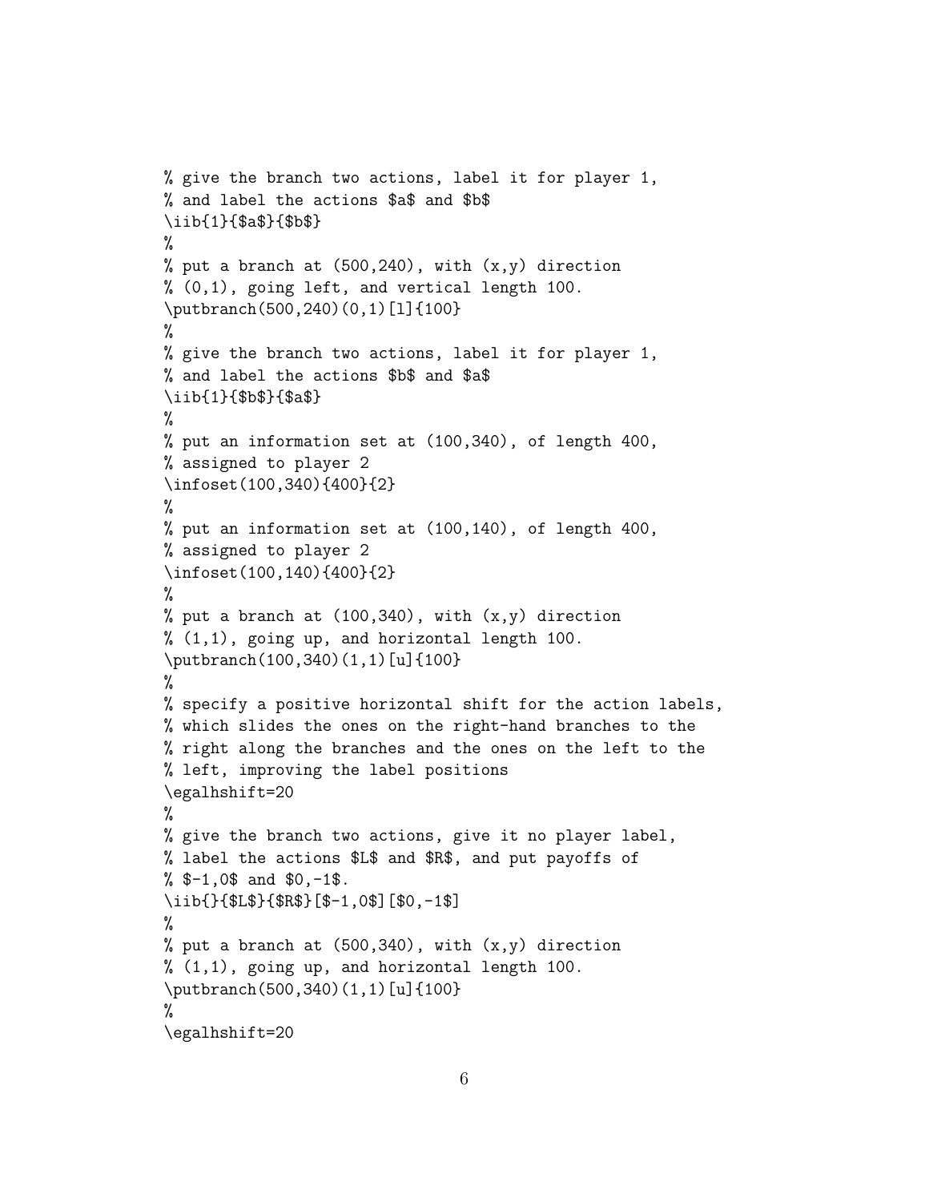```
% give the branch two actions, label it for player 1,
% and label the actions $a$ and $b$
\iib{1}{$a$}{$b$}
%
% put a branch at (500,240), with (x,y) direction
% (0,1), going left, and vertical length 100.
\putbranch(500,240)(0,1)[l]{100}
%
% give the branch two actions, label it for player 1,
% and label the actions $b$ and $a$
\iib{1}{$b$}{$a$}
%
% put an information set at (100,340), of length 400,
% assigned to player 2
\infoset(100,340){400}{2}
%
% put an information set at (100,140), of length 400,
% assigned to player 2
\infoset(100,140){400}{2}
%
% put a branch at (100,340), with (x,y) direction
% (1,1), going up, and horizontal length 100.
\putbranch(100,340)(1,1)[u]{100}
%
% specify a positive horizontal shift for the action labels,
% which slides the ones on the right-hand branches to the
% right along the branches and the ones on the left to the
% left, improving the label positions
\egalhshift=20
%
% give the branch two actions, give it no player label,
% label the actions $L$ and $R$, and put payoffs of
% $-1,0$ and $0,-1$.
\iib{}{$L$}{$R$}[$-1,0$][$0,-1$]
%
% put a branch at (500,340), with (x,y) direction
% (1,1), going up, and horizontal length 100.
\putbranch(500,340)(1,1)[u]{100}
%
\egalhshift=20
```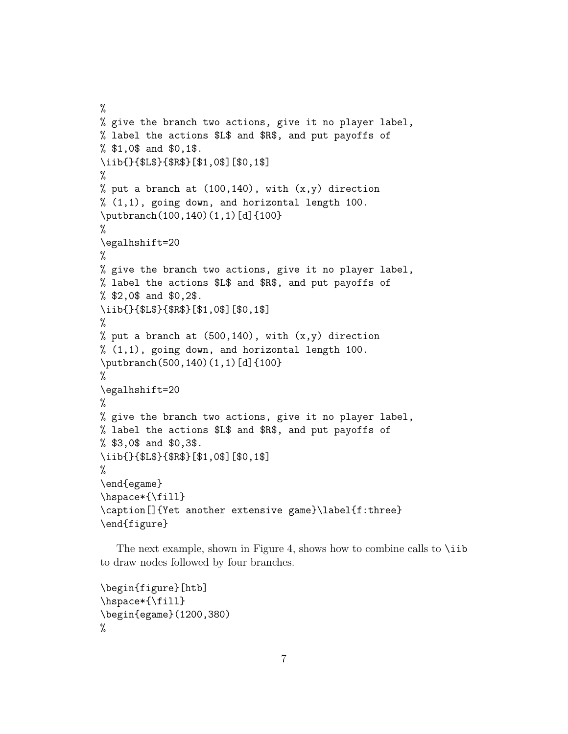```
%
% give the branch two actions, give it no player label,
% label the actions $L$ and $R$, and put payoffs of
% $1,0$ and $0,1$.
\iib{}{$L$}{$R$}[$1,0$][$0,1$]
%
% put a branch at (100,140), with (x,y) direction
% (1,1), going down, and horizontal length 100.
\putbranch(100,140)(1,1)[d]{100}
%
\egalhshift=20
%
% give the branch two actions, give it no player label,
% label the actions $L$ and $R$, and put payoffs of
% $2,0$ and $0,2$.
\iib{}{$L$}{$R$}[$1,0$][$0,1$]
%
% put a branch at (500,140), with (x,y) direction
% (1,1), going down, and horizontal length 100.
\putbranch(500,140)(1,1)[d]{100}
%
\egalhshift=20
%
% give the branch two actions, give it no player label,
% label the actions $L$ and $R$, and put payoffs of
% $3,0$ and $0,3$.
\iib{}{$L$}{$R$}[$1,0$][$0,1$]
%
\end{egame}
\hspace*{\fill}
\caption[]{Yet another extensive game}\label{f:three}
\end{figure}
```

The next example, shown in Figure 4, shows how to combine calls to `\iib` to draw nodes followed by four branches.

```
\begin{figure}[htb]
\hspace*{\fill}
\begin{egame}(1200,380)
%
```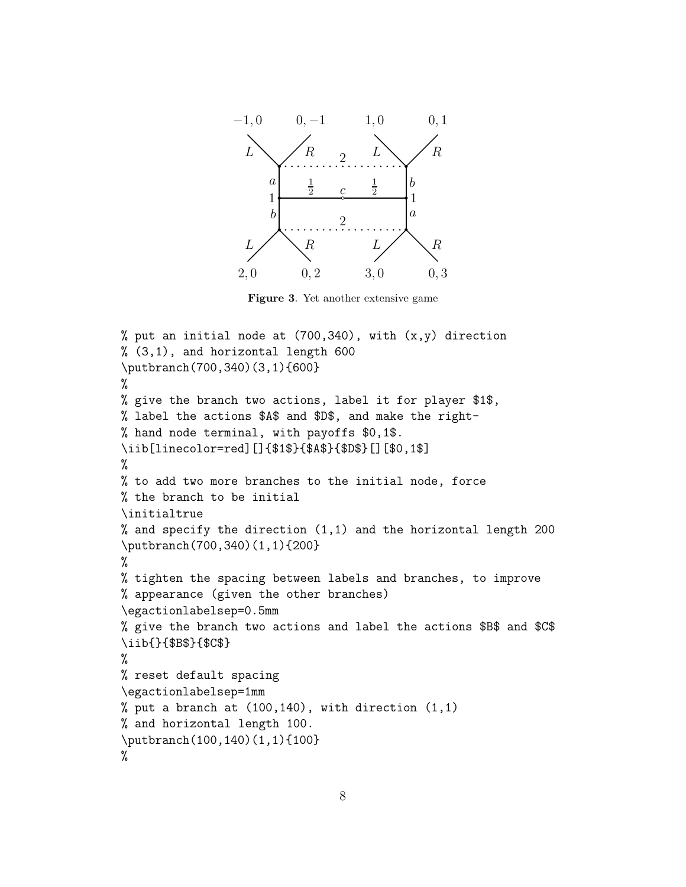Figure 3. Yet another extensive game

```
% put an initial node at (700,340), with (x,y) direction
% (3,1), and horizontal length 600
\putbranch(700,340)(3,1){600}
%
% give the branch two actions, label it for player $1$,
% label the actions $A$ and $D$, and make the right-
% hand node terminal, with payoffs $0,1$.
\iib[linecolor=red][]{$1$}{$A$}{$D$}[][$0,1$]
%
% to add two more branches to the initial node, force
% the branch to be initial
\initialtrue
% and specify the direction (1,1) and the horizontal length 200
\putbranch(700,340)(1,1){200}
%
% tighten the spacing between labels and branches, to improve
% appearance (given the other branches)
\egactionlabelsep=0.5mm
% give the branch two actions and label the actions $B$ and $C$
\iib{}{$B$}{$C$}
%
% reset default spacing
\egactionlabelsep=1mm
% put a branch at (100,140), with direction (1,1)
% and horizontal length 100.
\putbranch(100,140)(1,1){100}
%
```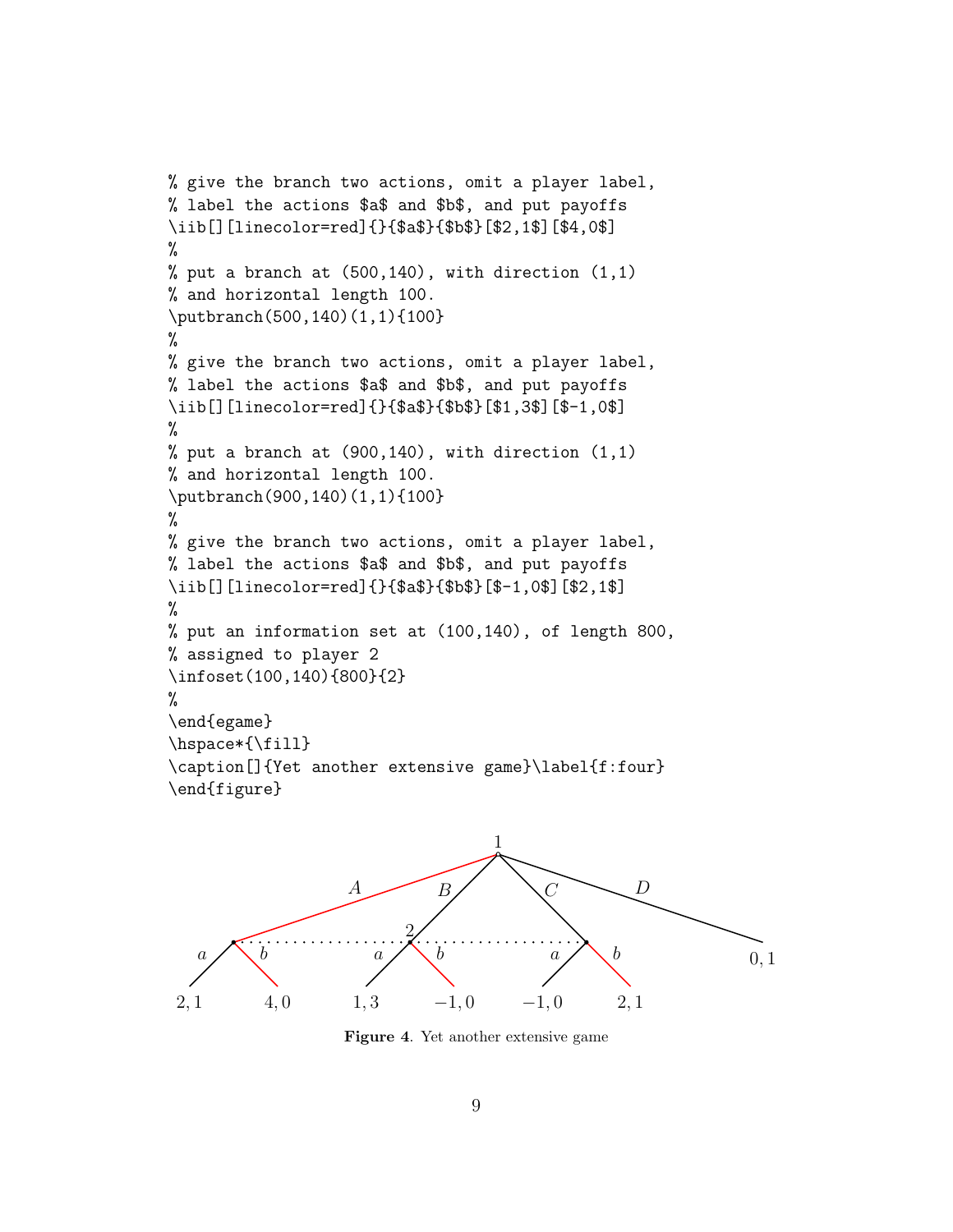```
% give the branch two actions, omit a player label,
% label the actions $a$ and $b$, and put payoffs
\iib[][linecolor=red]{}{$a$}{$b$}[$2,1$][$4,0$]
%
% put a branch at (500,140), with direction (1,1)
% and horizontal length 100.
\putbranch(500,140)(1,1){100}
%
% give the branch two actions, omit a player label,
% label the actions $a$ and $b$, and put payoffs
\iib[][linecolor=red]{}{$a$}{$b$}[$1,3$][$-1,0$]
%
% put a branch at (900,140), with direction (1,1)
% and horizontal length 100.
\putbranch(900,140)(1,1){100}
%
% give the branch two actions, omit a player label,
% label the actions $a$ and $b$, and put payoffs
\iib[][linecolor=red]{}{$a$}{$b$}[$-1,0$][$2,1$]
%
% put an information set at (100,140), of length 800,
% assigned to player 2
\infoset(100,140){800}{2}
%
\end{egame}
\hspace*{\fill}
\caption[]{Yet another extensive game}\label{f:four}
\end{figure}
```

**Figure 4**. Yet another extensive game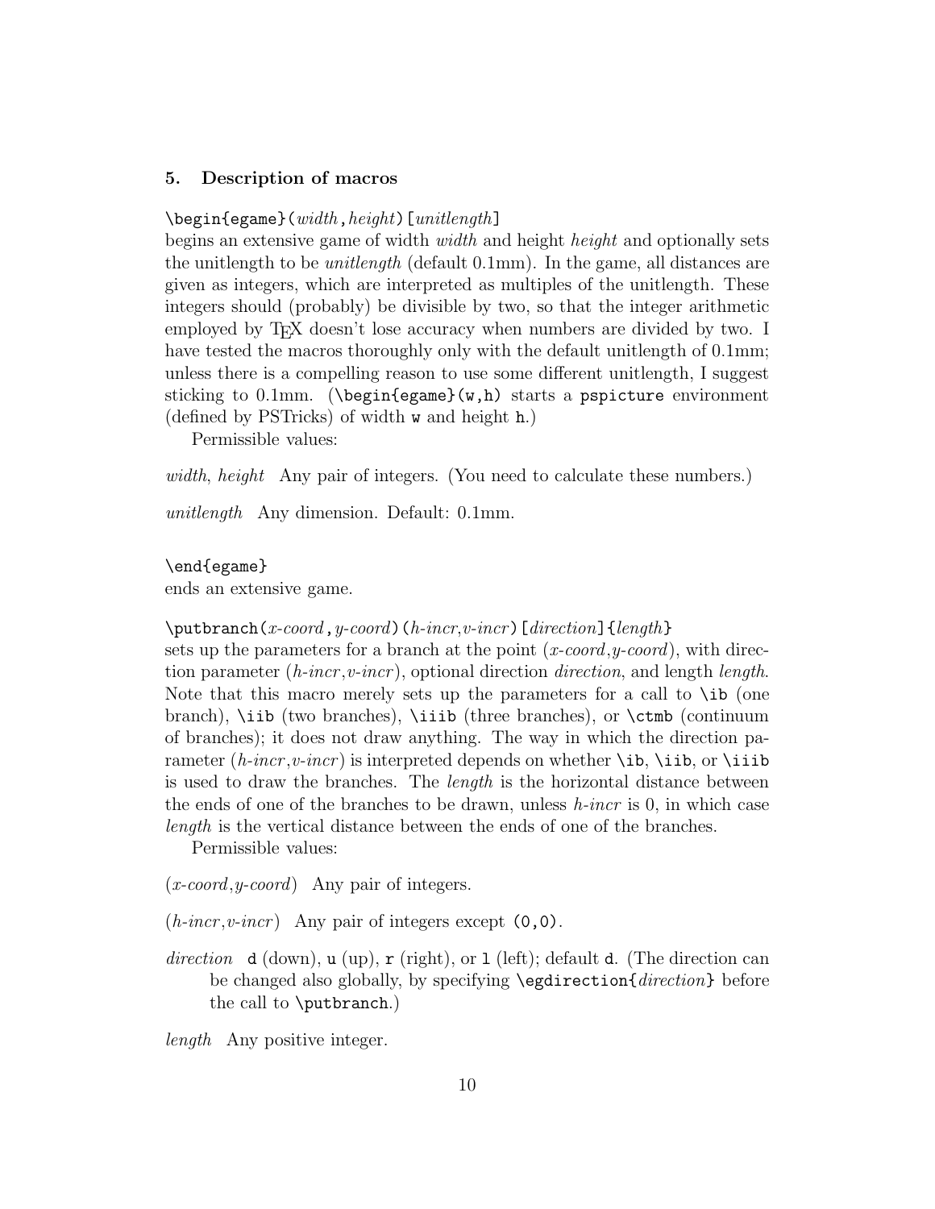## 5. Description of macros

`\begin{egame}(`*width*`,`*height*`)[`*unitlength*`]`
begins an extensive game of width *width* and height *height* and optionally sets the unitlength to be *unitlength* (default 0.1mm). In the game, all distances are given as integers, which are interpreted as multiples of the unitlength. These integers should (probably) be divisible by two, so that the integer arithmetic employed by TeX doesn't lose accuracy when numbers are divided by two. I have tested the macros thoroughly only with the default unitlength of 0.1mm; unless there is a compelling reason to use some different unitlength, I suggest sticking to 0.1mm. (`\begin{egame}(w,h)` starts a `pspicture` environment (defined by PSTricks) of width `w` and height `h`.)

Permissible values:

*width*, *height* Any pair of integers. (You need to calculate these numbers.)

*unitlength* Any dimension. Default: 0.1mm.

`\end{egame}`
ends an extensive game.

`\putbranch(`*x-coord*`,`*y-coord*`)(`*h-incr*`,`*v-incr*`)[`*direction*`]{`*length*`}`
sets up the parameters for a branch at the point (*x-coord*,*y-coord*), with direction parameter (*h-incr*,*v-incr*), optional direction *direction*, and length *length*. Note that this macro merely sets up the parameters for a call to `\ib` (one branch), `\iib` (two branches), `\iiib` (three branches), or `\ctmb` (continuum of branches); it does not draw anything. The way in which the direction parameter (*h-incr*,*v-incr*) is interpreted depends on whether `\ib`, `\iib`, or `\iiib` is used to draw the branches. The *length* is the horizontal distance between the ends of one of the branches to be drawn, unless *h-incr* is 0, in which case *length* is the vertical distance between the ends of one of the branches.

Permissible values:

(*x-coord*,*y-coord*) Any pair of integers.

(*h-incr*,*v-incr*) Any pair of integers except `(0,0)`.

*direction* `d` (down), `u` (up), `r` (right), or `l` (left); default `d`. (The direction can be changed also globally, by specifying `\egdirection{`*direction*`}` before the call to `\putbranch`.)

*length* Any positive integer.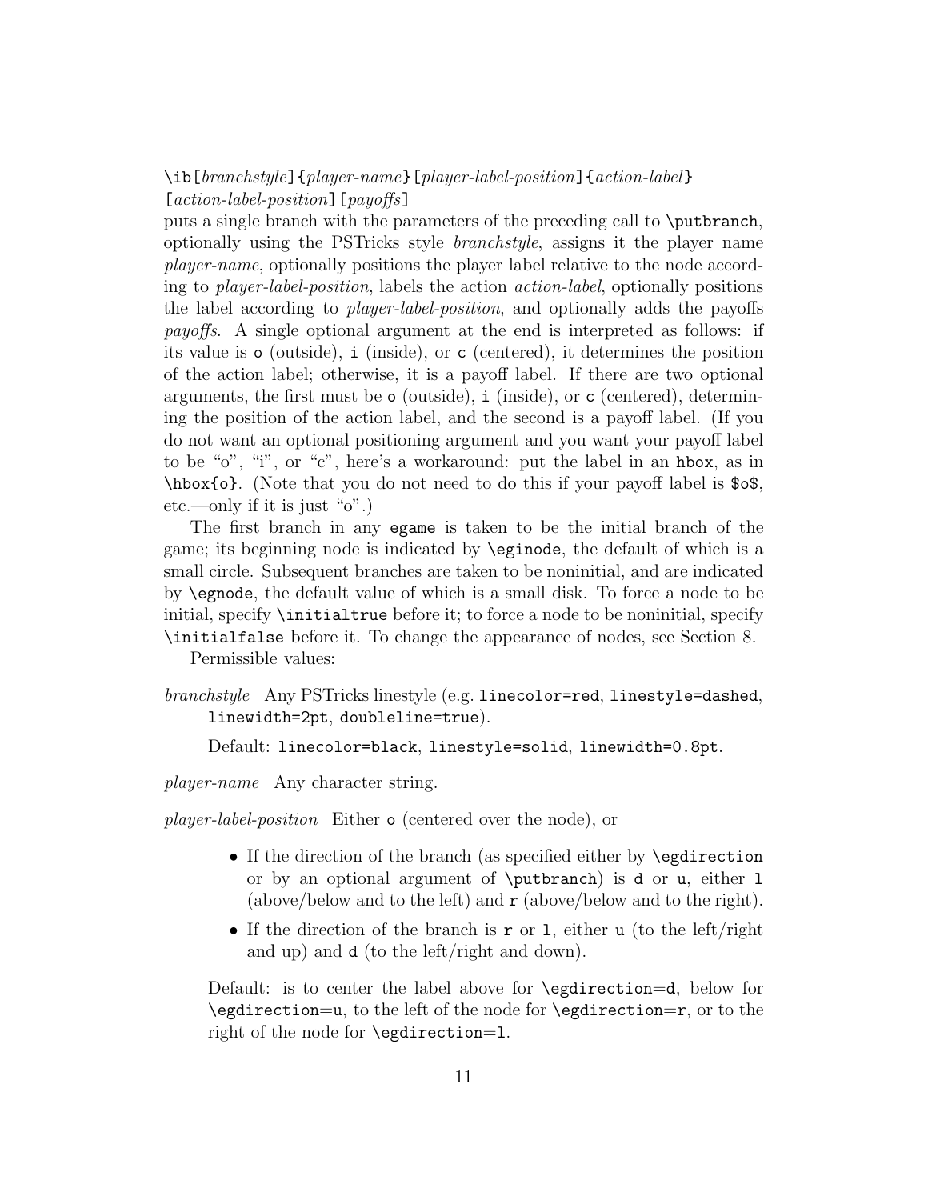`\ib[`*branchstyle*`]{`*player-name*`}[`*player-label-position*`]{`*action-label*`}`
`[`*action-label-position*`][`*payoffs*`]`
puts a single branch with the parameters of the preceding call to `\putbranch`, optionally using the PSTricks style *branchstyle*, assigns it the player name *player-name*, optionally positions the player label relative to the node according to *player-label-position*, labels the action *action-label*, optionally positions the label according to *player-label-position*, and optionally adds the payoffs *payoffs*. A single optional argument at the end is interpreted as follows: if its value is `o` (outside), `i` (inside), or `c` (centered), it determines the position of the action label; otherwise, it is a payoff label. If there are two optional arguments, the first must be `o` (outside), `i` (inside), or `c` (centered), determining the position of the action label, and the second is a payoff label. (If you do not want an optional positioning argument and you want your payoff label to be "o", "i", or "c", here's a workaround: put the label in an `hbox`, as in `\hbox{o}`. (Note that you do not need to do this if your payoff label is `$o$`, etc.—only if it is just "o".)

The first branch in any `egame` is taken to be the initial branch of the game; its beginning node is indicated by `\eginode`, the default of which is a small circle. Subsequent branches are taken to be noninitial, and are indicated by `\egnode`, the default value of which is a small disk. To force a node to be initial, specify `\initialtrue` before it; to force a node to be noninitial, specify `\initialfalse` before it. To change the appearance of nodes, see Section 8.

Permissible values:

*branchstyle* Any PSTricks linestyle (e.g. `linecolor=red`, `linestyle=dashed`, `linewidth=2pt`, `doubleline=true`).

Default: `linecolor=black`, `linestyle=solid`, `linewidth=0.8pt`.

*player-name* Any character string.

*player-label-position* Either `o` (centered over the node), or

- If the direction of the branch (as specified either by `\egdirection` or by an optional argument of `\putbranch`) is `d` or `u`, either `l` (above/below and to the left) and `r` (above/below and to the right).
- If the direction of the branch is `r` or `l`, either `u` (to the left/right and up) and `d` (to the left/right and down).

Default: is to center the label above for `\egdirection`=`d`, below for `\egdirection`=`u`, to the left of the node for `\egdirection`=`r`, or to the right of the node for `\egdirection`=`l`.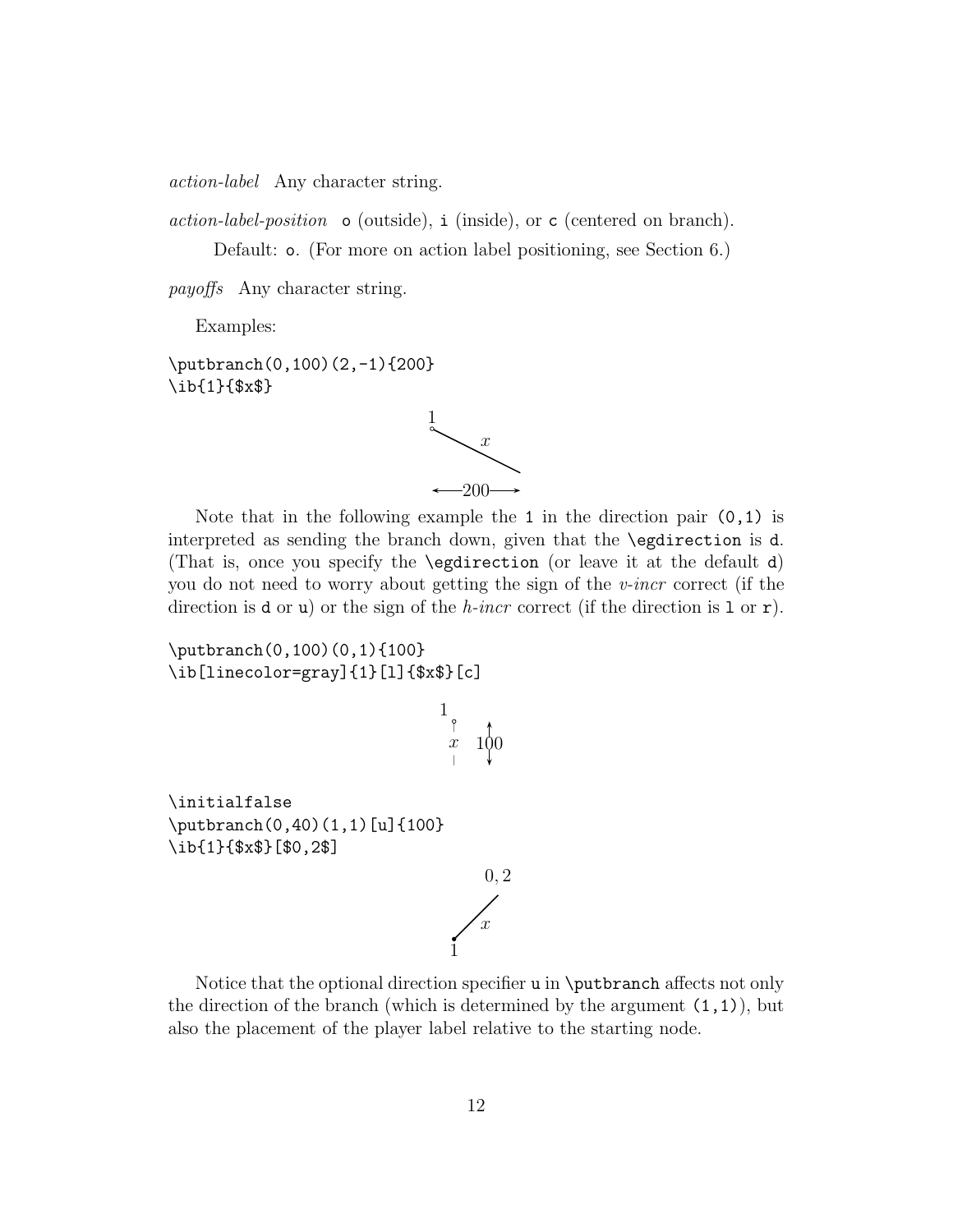*action-label* Any character string.

*action-label-position* `o` (outside), `i` (inside), or `c` (centered on branch).

Default: `o`. (For more on action label positioning, see Section 6.)

*payoffs* Any character string.

Examples:

```
\putbranch(0,100)(2,-1){200}
\ib{1}{$x$}
```

Note that in the following example the `1` in the direction pair `(0,1)` is interpreted as sending the branch down, given that the `\egdirection` is `d`. (That is, once you specify the `\egdirection` (or leave it at the default `d`) you do not need to worry about getting the sign of the *v-incr* correct (if the direction is `d` or `u`) or the sign of the *h-incr* correct (if the direction is `l` or `r`).

```
\putbranch(0,100)(0,1){100}
\ib[linecolor=gray]{1}[l]{$x$}[c]
```

```
\initialfalse
\putbranch(0,40)(1,1)[u]{100}
\ib{1}{$x$}[$0,2$]
```

Notice that the optional direction specifier `u` in `\putbranch` affects not only the direction of the branch (which is determined by the argument `(1,1)`), but also the placement of the player label relative to the starting node.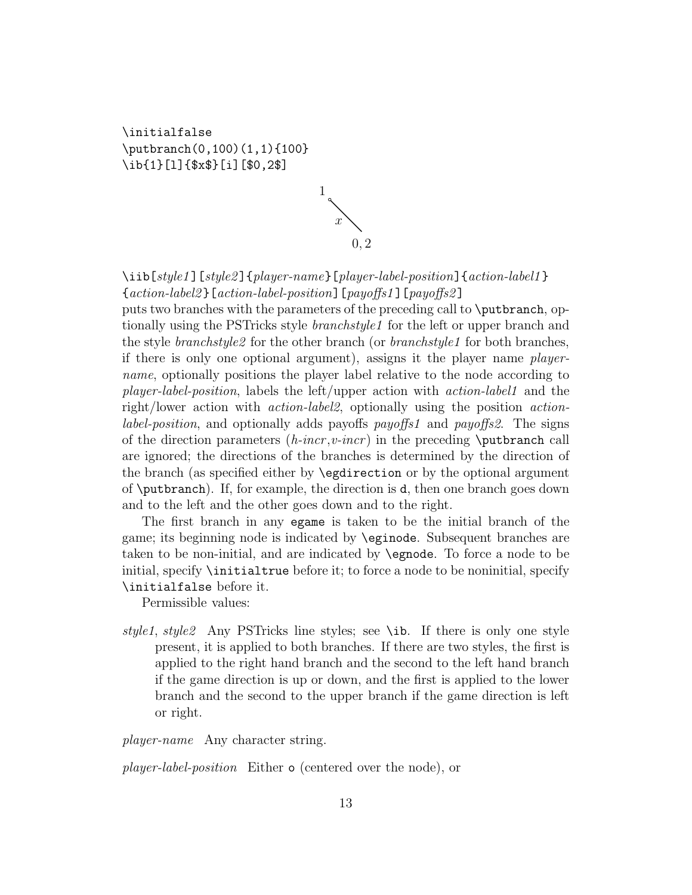```
\initialfalse
\putbranch(0,100)(1,1){100}
\ib{1}[l]{$x$}[i][$0,2$]
```

1

$x$

$0,2$

`\iib`[*style1*][*style2*]{*player-name*}[*player-label-position*]{*action-label1*}{*action-label2*}[*action-label-position*][*payoffs1*][*payoffs2*]

puts two branches with the parameters of the preceding call to `\putbranch`, optionally using the PSTricks style *branchstyle1* for the left or upper branch and the style *branchstyle2* for the other branch (or *branchstyle1* for both branches, if there is only one optional argument), assigns it the player name *player-name*, optionally positions the player label relative to the node according to *player-label-position*, labels the left/upper action with *action-label1* and the right/lower action with *action-label2*, optionally using the position *action-label-position*, and optionally adds payoffs *payoffs1* and *payoffs2*. The signs of the direction parameters (*h-incr*,*v-incr*) in the preceding `\putbranch` call are ignored; the directions of the branches is determined by the direction of the branch (as specified either by `\egdirection` or by the optional argument of `\putbranch`). If, for example, the direction is `d`, then one branch goes down and to the left and the other goes down and to the right.

The first branch in any `egame` is taken to be the initial branch of the game; its beginning node is indicated by `\eginode`. Subsequent branches are taken to be non-initial, and are indicated by `\egnode`. To force a node to be initial, specify `\initialtrue` before it; to force a node to be noninitial, specify `\initialfalse` before it.

Permissible values:

*style1*, *style2* Any PSTricks line styles; see `\ib`. If there is only one style present, it is applied to both branches. If there are two styles, the first is applied to the right hand branch and the second to the left hand branch if the game direction is up or down, and the first is applied to the lower branch and the second to the upper branch if the game direction is left or right.

*player-name* Any character string.

*player-label-position* Either `o` (centered over the node), or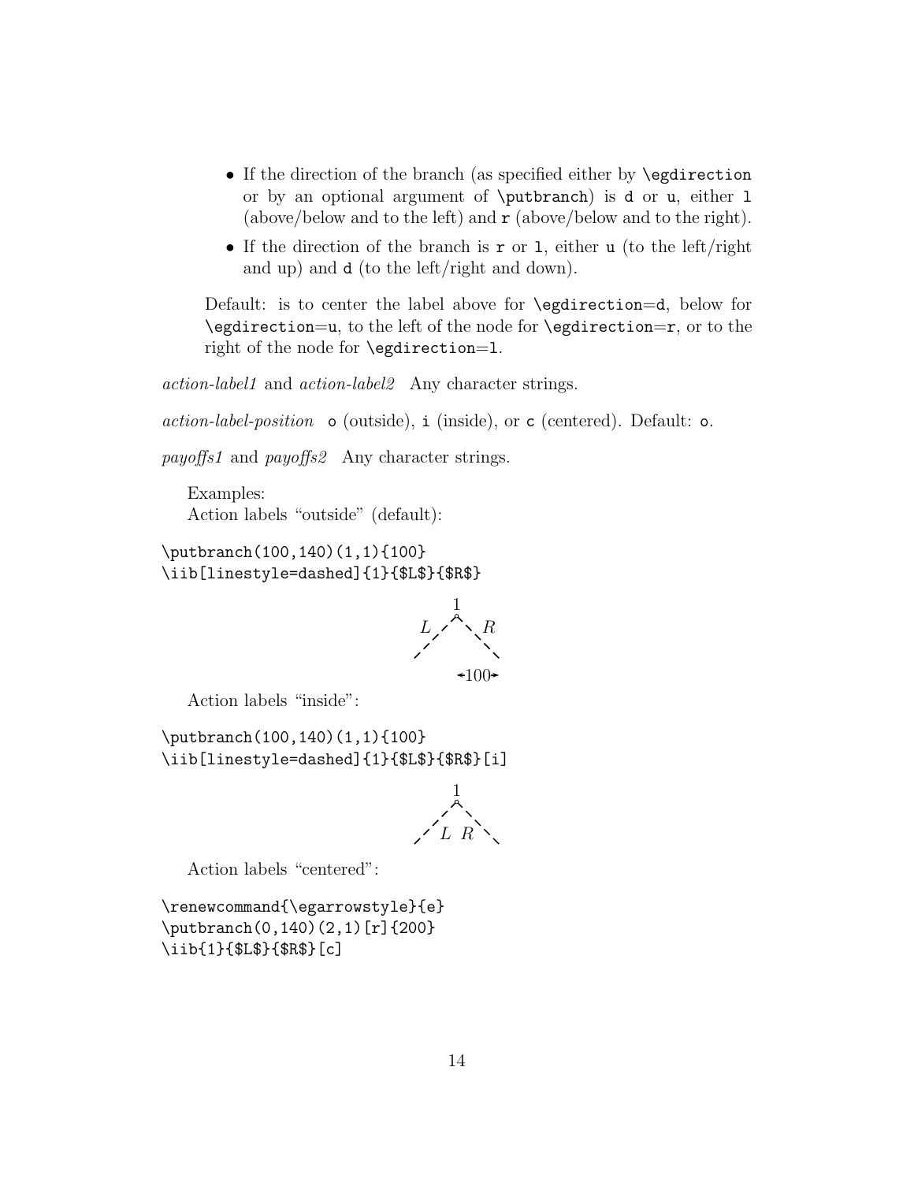- If the direction of the branch (as specified either by `\egdirection` or by an optional argument of `\putbranch`) is `d` or `u`, either `l` (above/below and to the left) and `r` (above/below and to the right).
- If the direction of the branch is `r` or `l`, either `u` (to the left/right and up) and `d` (to the left/right and down).

Default: is to center the label above for `\egdirection`=`d`, below for `\egdirection`=`u`, to the left of the node for `\egdirection`=`r`, or to the right of the node for `\egdirection`=`l`.

*action-label1* and *action-label2* Any character strings.

*action-label-position* `o` (outside), `i` (inside), or `c` (centered). Default: `o`.

*payoffs1* and *payoffs2* Any character strings.

Examples:

Action labels "outside" (default):

```
\putbranch(100,140)(1,1){100}
\iib[linestyle=dashed]{1}{$L$}{$R$}
```

Action labels "inside":

```
\putbranch(100,140)(1,1){100}
\iib[linestyle=dashed]{1}{$L$}{$R$}[i]
```

Action labels "centered":

```
\renewcommand{\egarrowstyle}{e}
\putbranch(0,140)(2,1)[r]{200}
\iib{1}{$L$}{$R$}[c]
```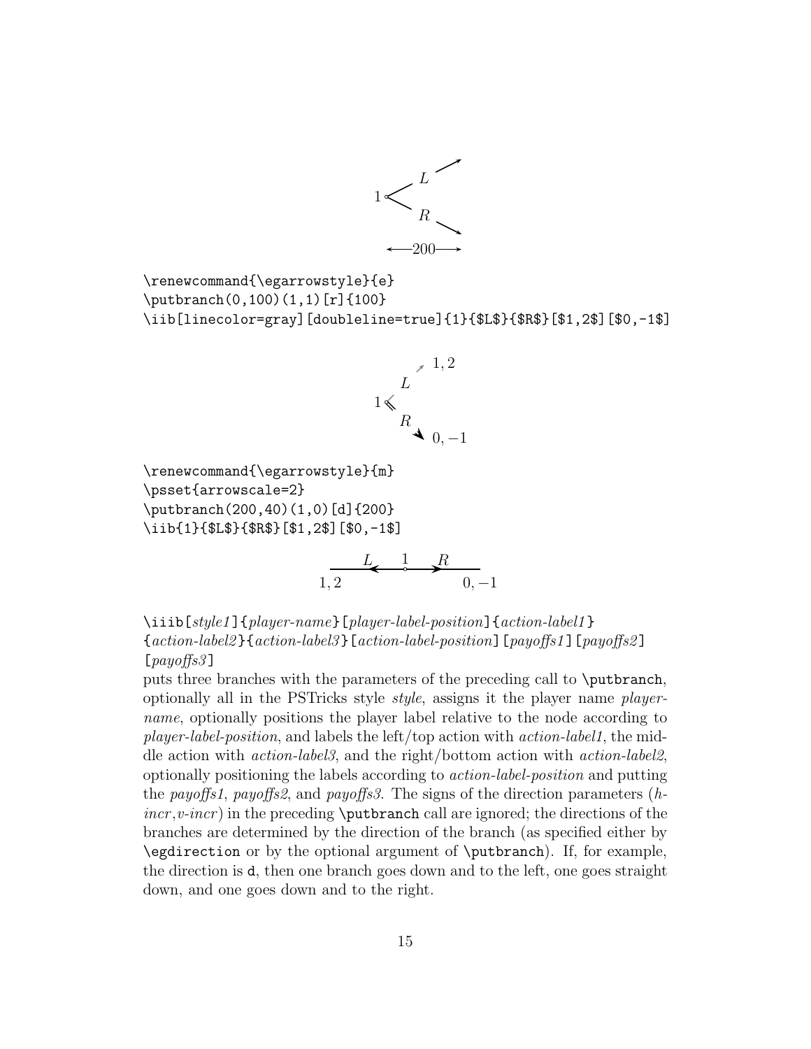```
\renewcommand{\egarrowstyle}{e}
\putbranch(0,100)(1,1)[r]{100}
\iib[linecolor=gray][doubleline=true]{1}{$L$}{$R$}[$1,2$][$0,-1$]
```

```
\renewcommand{\egarrowstyle}{m}
\psset{arrowscale=2}
\putbranch(200,40)(1,0)[d]{200}
\iib{1}{$L$}{$R$}[$1,2$][$0,-1$]
```

`\iiib[`*style1*`]{`*player-name*`}[`*player-label-position*`]{`*action-label1*`}{`*action-label2*`}{`*action-label3*`}[`*action-label-position*`][`*payoffs1*`][`*payoffs2*`][`*payoffs3*`]`

puts three branches with the parameters of the preceding call to `\putbranch`, optionally all in the PSTricks style *style*, assigns it the player name *player-name*, optionally positions the player label relative to the node according to *player-label-position*, and labels the left/top action with *action-label1*, the middle action with *action-label3*, and the right/bottom action with *action-label2*, optionally positioning the labels according to *action-label-position* and putting the *payoffs1*, *payoffs2*, and *payoffs3*. The signs of the direction parameters (*h-incr*,*v-incr*) in the preceding `\putbranch` call are ignored; the directions of the branches are determined by the direction of the branch (as specified either by `\egdirection` or by the optional argument of `\putbranch`). If, for example, the direction is `d`, then one branch goes down and to the left, one goes straight down, and one goes down and to the right.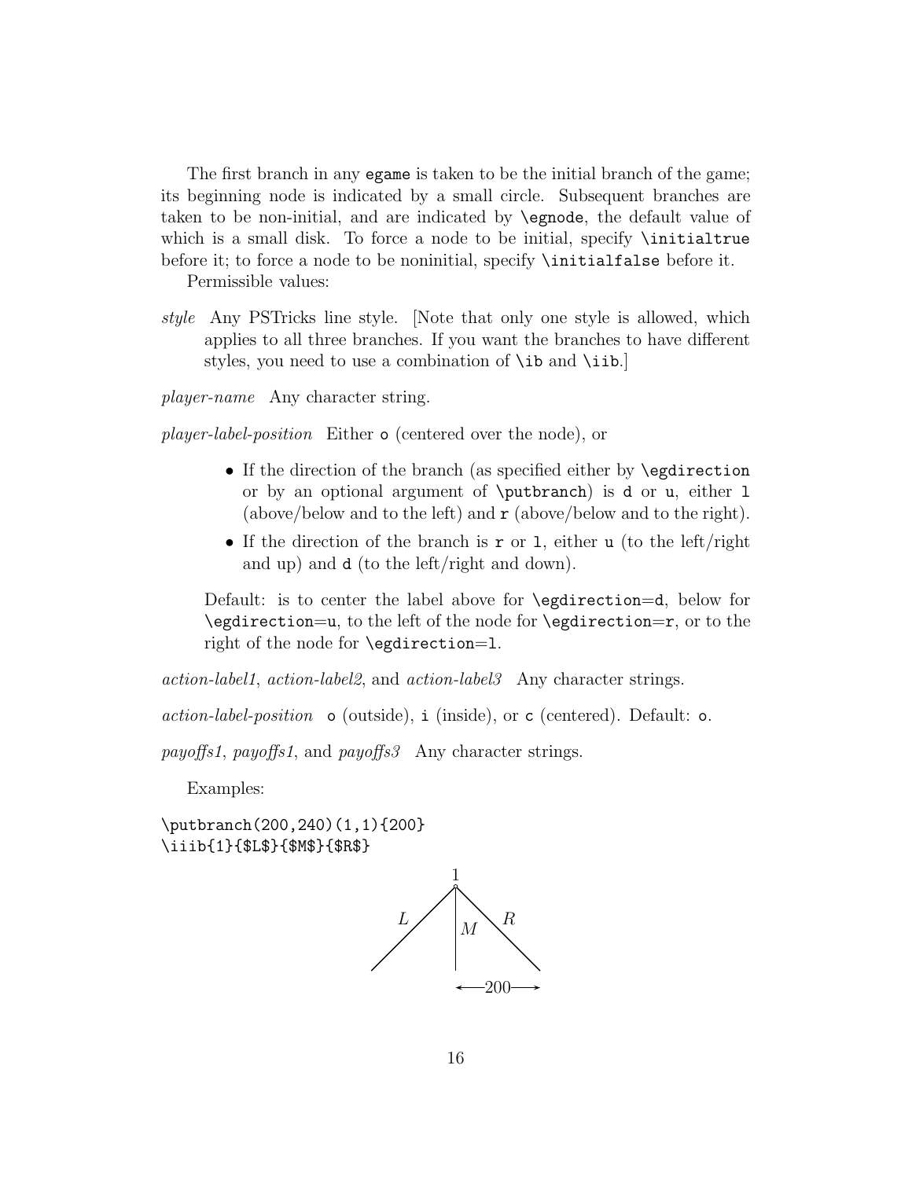The first branch in any `egame` is taken to be the initial branch of the game; its beginning node is indicated by a small circle. Subsequent branches are taken to be non-initial, and are indicated by `\egnode`, the default value of which is a small disk. To force a node to be initial, specify `\initialtrue` before it; to force a node to be noninitial, specify `\initialfalse` before it.

Permissible values:

*style* Any PSTricks line style. [Note that only one style is allowed, which applies to all three branches. If you want the branches to have different styles, you need to use a combination of `\ib` and `\iib`.]

*player-name* Any character string.

*player-label-position* Either `o` (centered over the node), or

- If the direction of the branch (as specified either by `\egdirection` or by an optional argument of `\putbranch`) is `d` or `u`, either `l` (above/below and to the left) and `r` (above/below and to the right).
- If the direction of the branch is `r` or `l`, either `u` (to the left/right and up) and `d` (to the left/right and down).

Default: is to center the label above for `\egdirection`=`d`, below for `\egdirection`=`u`, to the left of the node for `\egdirection`=`r`, or to the right of the node for `\egdirection`=`l`.

*action-label1*, *action-label2*, and *action-label3* Any character strings.

*action-label-position* `o` (outside), `i` (inside), or `c` (centered). Default: `o`.

*payoffs1*, *payoffs1*, and *payoffs3* Any character strings.

Examples:

```
\putbranch(200,240)(1,1){200}
\iiib{1}{$L$}{$M$}{$R$}
```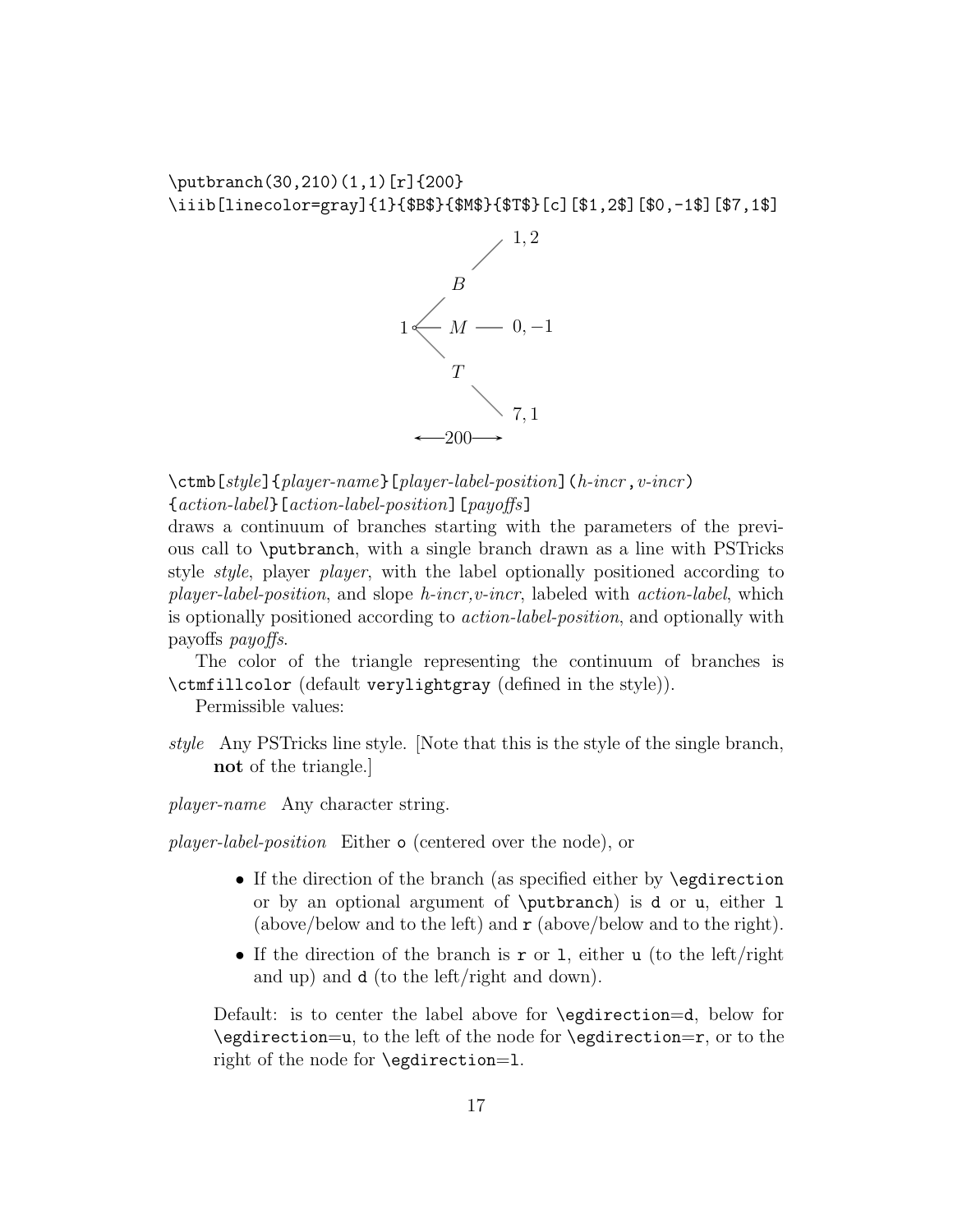```
\putbranch(30,210)(1,1)[r]{200}
\iiib[linecolor=gray]{1}{$B$}{$M$}{$T$}[c][$1,2$][$0,-1$][$7,1$]
```

`\ctmb[`*style*`]{`*player-name*`}[`*player-label-position*`](`*h-incr*`,`*v-incr*`)`
`{`*action-label*`}[`*action-label-position*`][`*payoffs*`]`
draws a continuum of branches starting with the parameters of the previous call to `\putbranch`, with a single branch drawn as a line with PSTricks style *style*, player *player*, with the label optionally positioned according to *player-label-position*, and slope *h-incr,v-incr*, labeled with *action-label*, which is optionally positioned according to *action-label-position*, and optionally with payoffs *payoffs*.

The color of the triangle representing the continuum of branches is `\ctmfillcolor` (default `verylightgray` (defined in the style)).

Permissible values:

*style* Any PSTricks line style. [Note that this is the style of the single branch, **not** of the triangle.]

*player-name* Any character string.

*player-label-position* Either `o` (centered over the node), or

- If the direction of the branch (as specified either by `\egdirection` or by an optional argument of `\putbranch`) is `d` or `u`, either `l` (above/below and to the left) and `r` (above/below and to the right).
- If the direction of the branch is `r` or `l`, either `u` (to the left/right and up) and `d` (to the left/right and down).

Default: is to center the label above for `\egdirection`=`d`, below for `\egdirection`=`u`, to the left of the node for `\egdirection`=`r`, or to the right of the node for `\egdirection`=`l`.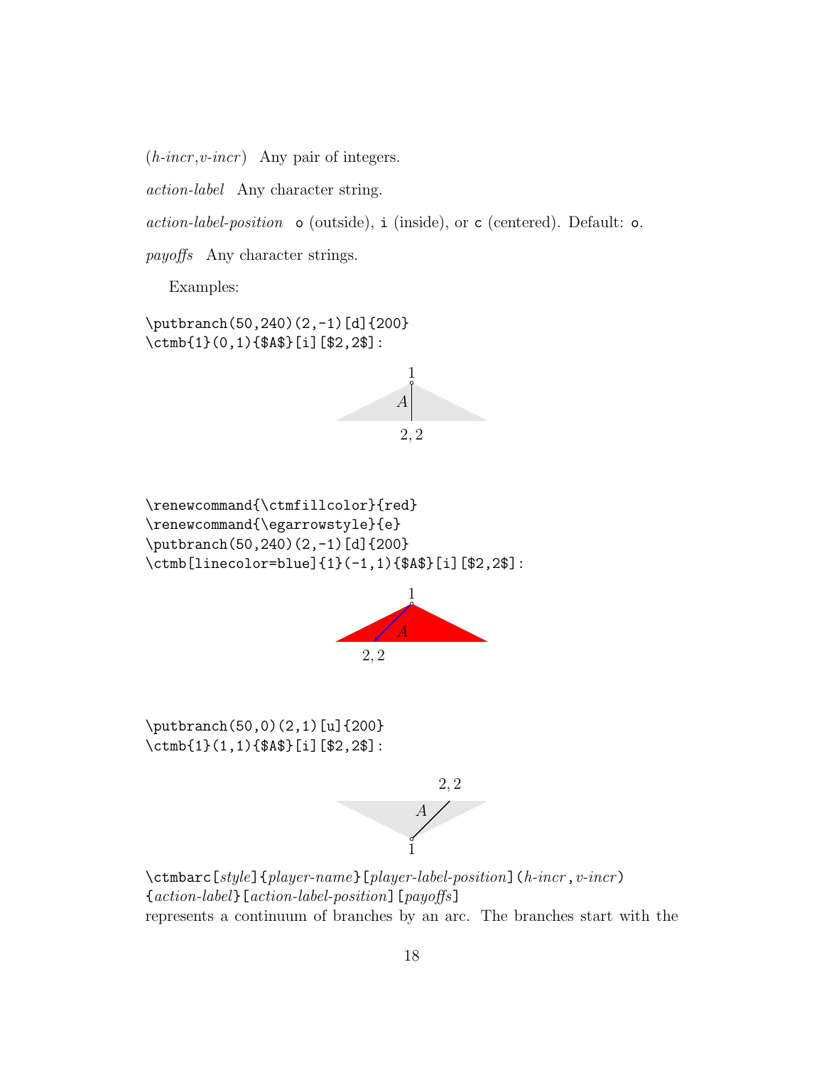(*h-incr*,*v-incr*)   Any pair of integers.

*action-label*   Any character string.

*action-label-position*   `o` (outside), `i` (inside), or `c` (centered). Default: `o`.

*payoffs*   Any character strings.

Examples:

```
\putbranch(50,240)(2,-1)[d]{200}
\ctmb{1}(0,1){$A$}[i][$2,2$]:
```

```
\renewcommand{\ctmfillcolor}{red}
\renewcommand{\egarrowstyle}{e}
\putbranch(50,240)(2,-1)[d]{200}
\ctmb[linecolor=blue]{1}(-1,1){$A$}[i][$2,2$]:
```

```
\putbranch(50,0)(2,1)[u]{200}
\ctmb{1}(1,1){$A$}[i][$2,2$]:
```

`\ctmbarc[`*style*`]{`*player-name*`}[`*player-label-position*`](`*h-incr*`,`*v-incr*`)`
`{`*action-label*`}[`*action-label-position*`][`*payoffs*`]`
represents a continuum of branches by an arc. The branches start with the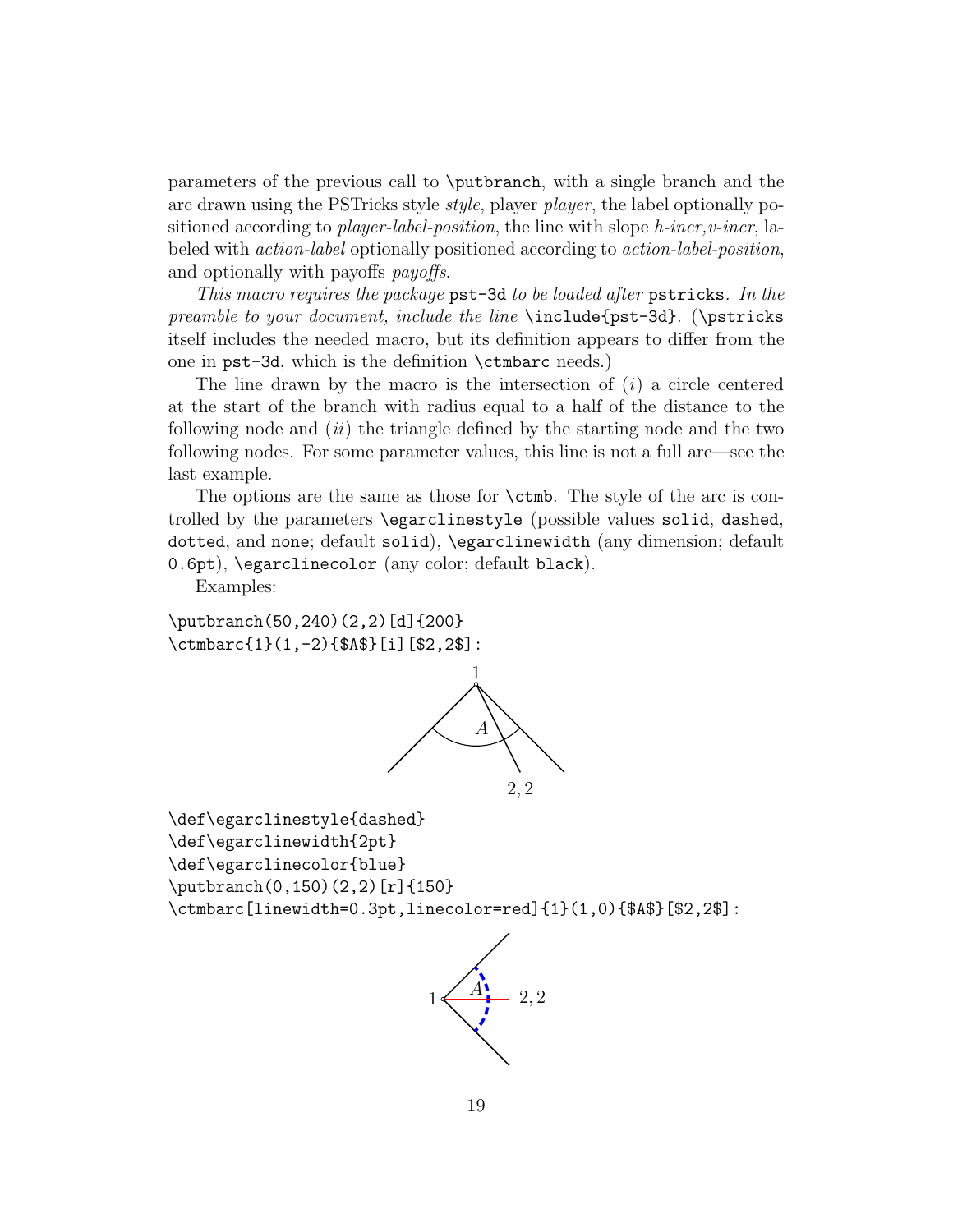parameters of the previous call to `\putbranch`, with a single branch and the arc drawn using the PSTricks style *style*, player *player*, the label optionally positioned according to *player-label-position*, the line with slope *h-incr,v-incr*, labeled with *action-label* optionally positioned according to *action-label-position*, and optionally with payoffs *payoffs*.

*This macro requires the package* `pst-3d` *to be loaded after* `pstricks`*. In the preamble to your document, include the line* `\include{pst-3d}`. (`\pstricks` itself includes the needed macro, but its definition appears to differ from the one in `pst-3d`, which is the definition `\ctmbarc` needs.)

The line drawn by the macro is the intersection of (*i*) a circle centered at the start of the branch with radius equal to a half of the distance to the following node and (*ii*) the triangle defined by the starting node and the two following nodes. For some parameter values, this line is not a full arc—see the last example.

The options are the same as those for `\ctmb`. The style of the arc is controlled by the parameters `\egarclinestyle` (possible values `solid`, `dashed`, `dotted`, and `none`; default `solid`), `\egarclinewidth` (any dimension; default `0.6pt`), `\egarclinecolor` (any color; default `black`).

Examples:

```
\putbranch(50,240)(2,2)[d]{200}
\ctmbarc{1}(1,-2){$A$}[i][$2,2$]:
```

```
\def\egarclinestyle{dashed}
\def\egarclinewidth{2pt}
\def\egarclinecolor{blue}
\putbranch(0,150)(2,2)[r]{150}
\ctmbarc[linewidth=0.3pt,linecolor=red]{1}(1,0){$A$}[$2,2$]:
```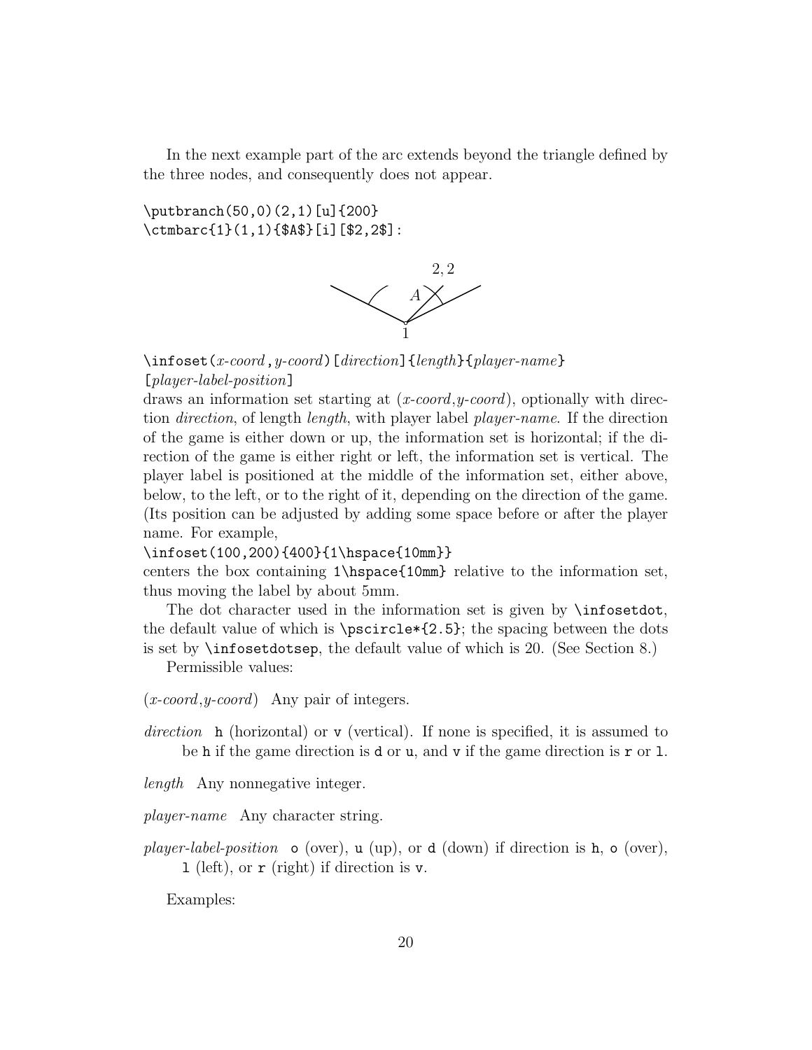In the next example part of the arc extends beyond the triangle defined by the three nodes, and consequently does not appear.

```
\putbranch(50,0)(2,1)[u]{200}
\ctmbarc{1}(1,1){$A$}[i][$2,2$]:
```

`\infoset(`*x-coord*`,`*y-coord*`)[`*direction*`]{`*length*`}{`*player-name*`}`
`[`*player-label-position*`]`

draws an information set starting at (*x-coord*,*y-coord*), optionally with direction *direction*, of length *length*, with player label *player-name*. If the direction of the game is either down or up, the information set is horizontal; if the direction of the game is either right or left, the information set is vertical. The player label is positioned at the middle of the information set, either above, below, to the left, or to the right of it, depending on the direction of the game. (Its position can be adjusted by adding some space before or after the player name. For example,

`\infoset(100,200){400}{1\hspace{10mm}}`

centers the box containing `1\hspace{10mm}` relative to the information set, thus moving the label by about 5mm.

The dot character used in the information set is given by `\infosetdot`, the default value of which is `\pscircle*{2.5}`; the spacing between the dots is set by `\infosetdotsep`, the default value of which is 20. (See Section 8.)

Permissible values:

(*x-coord*,*y-coord*) Any pair of integers.

*direction* `h` (horizontal) or `v` (vertical). If none is specified, it is assumed to be `h` if the game direction is `d` or `u`, and `v` if the game direction is `r` or `l`.

*length* Any nonnegative integer.

*player-name* Any character string.

*player-label-position* `o` (over), `u` (up), or `d` (down) if direction is `h`, `o` (over), `l` (left), or `r` (right) if direction is `v`.

Examples: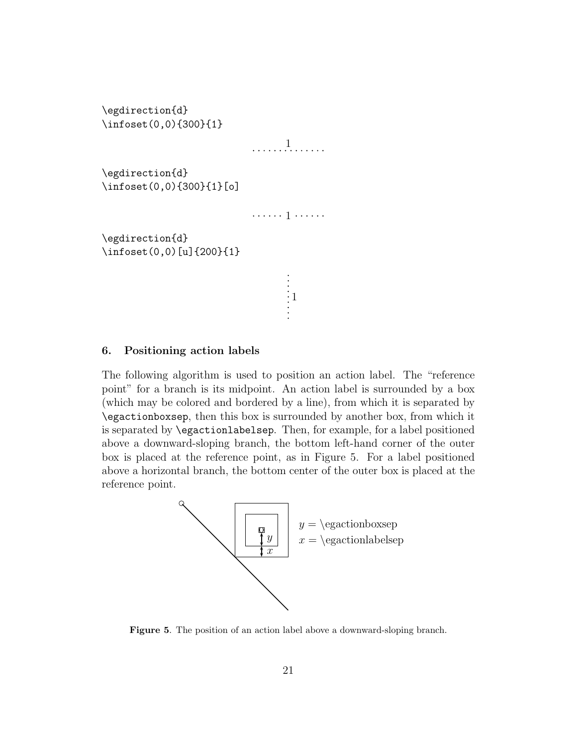```
\egdirection{d}
\infoset(0,0){300}{1}
```

```
\egdirection{d}
\infoset(0,0){300}{1}[o]
```

```
\egdirection{d}
\infoset(0,0)[u]{200}{1}
```

## 6. Positioning action labels

The following algorithm is used to position an action label. The "reference point" for a branch is its midpoint. An action label is surrounded by a box (which may be colored and bordered by a line), from which it is separated by `\egactionboxsep`, then this box is surrounded by another box, from which it is separated by `\egactionlabelsep`. Then, for example, for a label positioned above a downward-sloping branch, the bottom left-hand corner of the outer box is placed at the reference point, as in Figure 5. For a label positioned above a horizontal branch, the bottom center of the outer box is placed at the reference point.

$y$ = \egactionboxsep
$x$ = \egactionlabelsep

**Figure 5**. The position of an action label above a downward-sloping branch.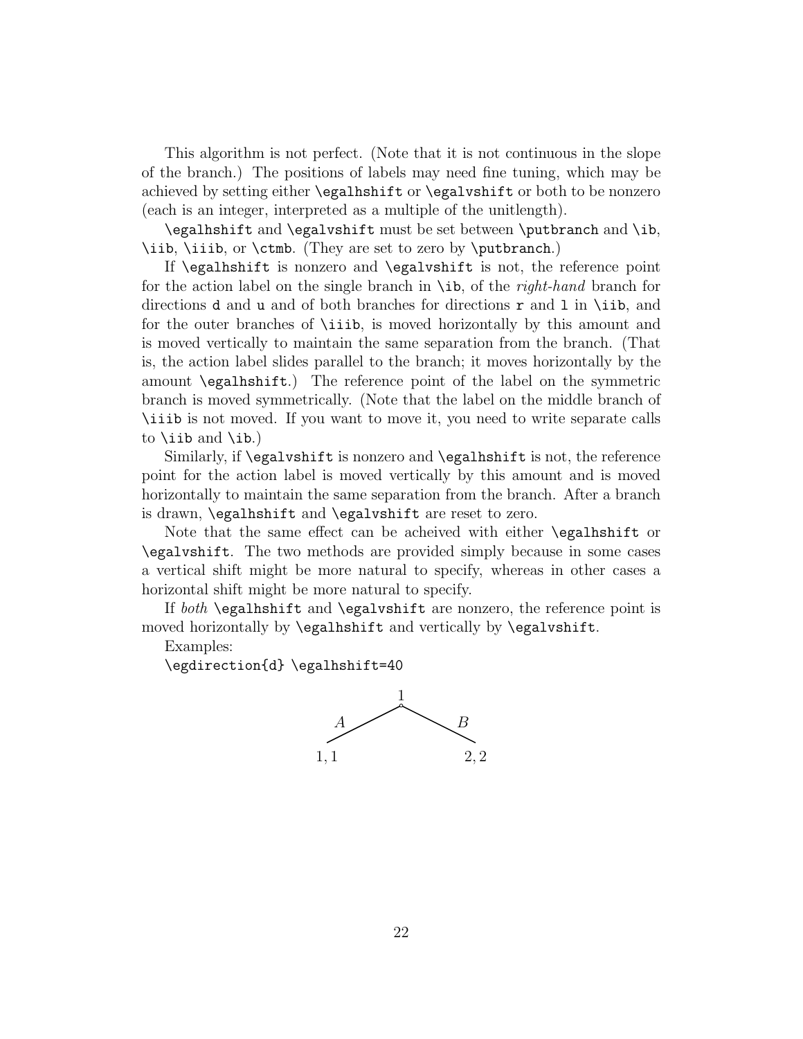This algorithm is not perfect. (Note that it is not continuous in the slope of the branch.) The positions of labels may need fine tuning, which may be achieved by setting either `\egalhshift` or `\egalvshift` or both to be nonzero (each is an integer, interpreted as a multiple of the unitlength).

`\egalhshift` and `\egalvshift` must be set between `\putbranch` and `\ib`, `\iib`, `\iiib`, or `\ctmb`. (They are set to zero by `\putbranch`.)

If `\egalhshift` is nonzero and `\egalvshift` is not, the reference point for the action label on the single branch in `\ib`, of the *right-hand* branch for directions `d` and `u` and of both branches for directions `r` and `l` in `\iib`, and for the outer branches of `\iiib`, is moved horizontally by this amount and is moved vertically to maintain the same separation from the branch. (That is, the action label slides parallel to the branch; it moves horizontally by the amount `\egalhshift`.) The reference point of the label on the symmetric branch is moved symmetrically. (Note that the label on the middle branch of `\iiib` is not moved. If you want to move it, you need to write separate calls to `\iib` and `\ib`.)

Similarly, if `\egalvshift` is nonzero and `\egalhshift` is not, the reference point for the action label is moved vertically by this amount and is moved horizontally to maintain the same separation from the branch. After a branch is drawn, `\egalhshift` and `\egalvshift` are reset to zero.

Note that the same effect can be acheived with either `\egalhshift` or `\egalvshift`. The two methods are provided simply because in some cases a vertical shift might be more natural to specify, whereas in other cases a horizontal shift might be more natural to specify.

If *both* `\egalhshift` and `\egalvshift` are nonzero, the reference point is moved horizontally by `\egalhshift` and vertically by `\egalvshift`.

Examples:

`\egdirection{d} \egalhshift=40`

1

$A$ $B$

$1, 1$ $2, 2$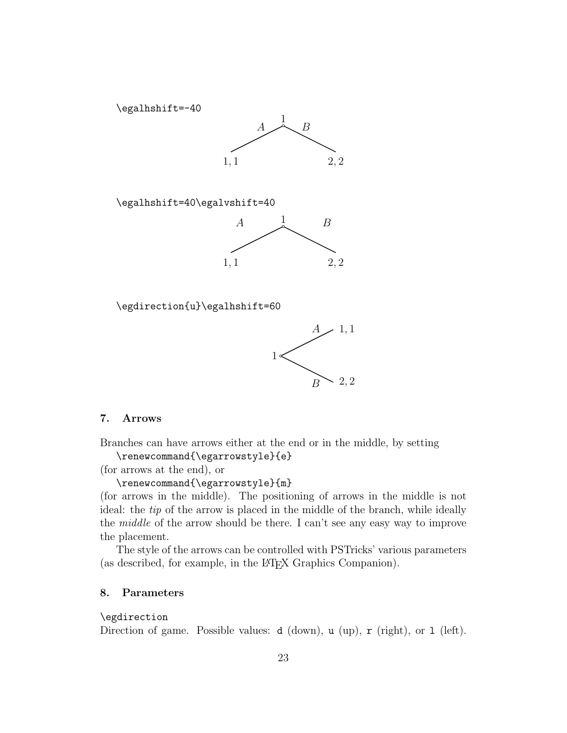`\egalhshift=-40`

`\egalhshift=40\egalvshift=40`

`\egdirection{u}\egalhshift=60`

## 7. Arrows

Branches can have arrows either at the end or in the middle, by setting

`\renewcommand{\egarrowstyle}{e}`

(for arrows at the end), or

`\renewcommand{\egarrowstyle}{m}`

(for arrows in the middle). The positioning of arrows in the middle is not ideal: the *tip* of the arrow is placed in the middle of the branch, while ideally the *middle* of the arrow should be there. I can't see any easy way to improve the placement.

The style of the arrows can be controlled with PSTricks' various parameters (as described, for example, in the LaTeX Graphics Companion).

## 8. Parameters

`\egdirection`

Direction of game. Possible values: `d` (down), `u` (up), `r` (right), or `l` (left).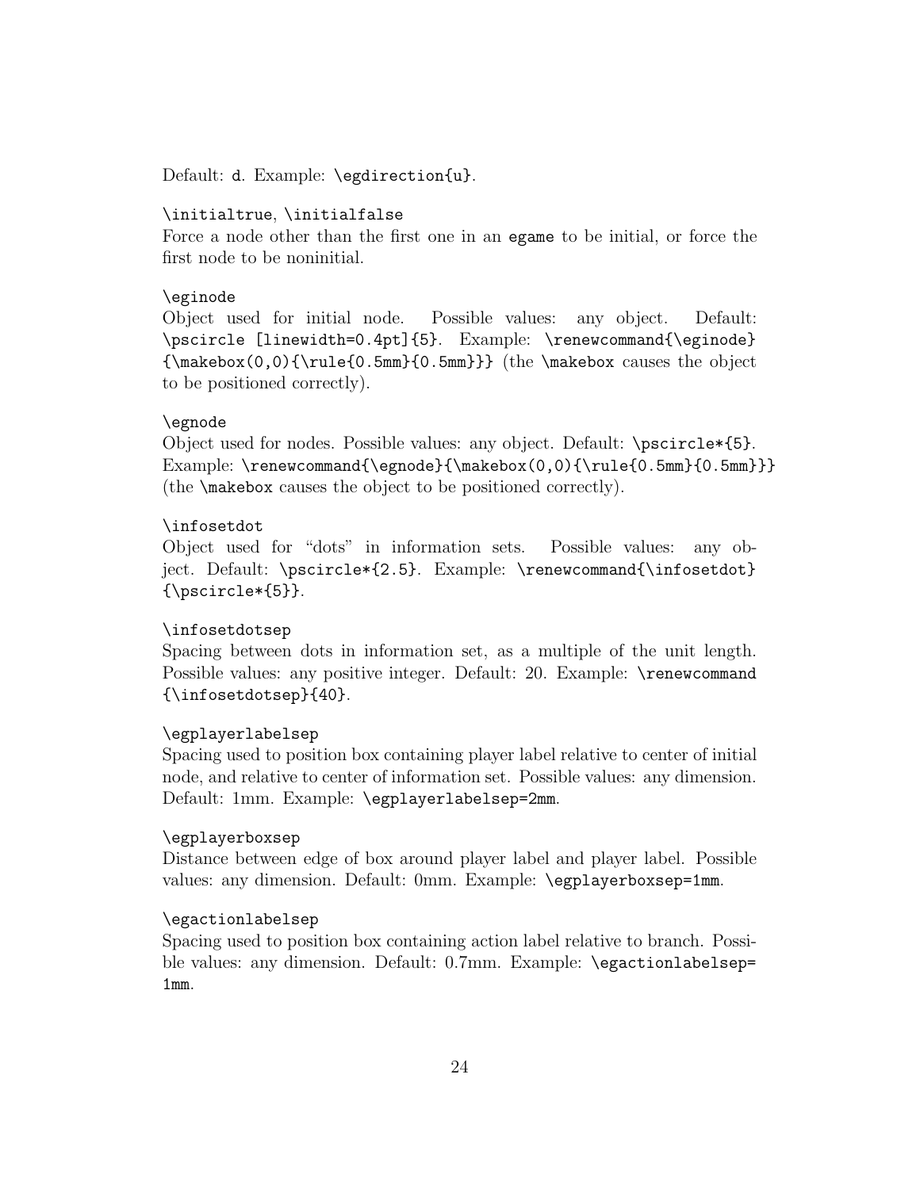Default: `d`. Example: `\egdirection{u}`.

`\initialtrue`, `\initialfalse`
Force a node other than the first one in an `egame` to be initial, or force the first node to be noninitial.

`\eginode`
Object used for initial node. Possible values: any object. Default: `\pscircle [linewidth=0.4pt]{5}`. Example: `\renewcommand{\eginode} {\makebox(0,0){\rule{0.5mm}{0.5mm}}}` (the `\makebox` causes the object to be positioned correctly).

`\egnode`
Object used for nodes. Possible values: any object. Default: `\pscircle*{5}`. Example: `\renewcommand{\egnode}{\makebox(0,0){\rule{0.5mm}{0.5mm}}}` (the `\makebox` causes the object to be positioned correctly).

`\infosetdot`
Object used for "dots" in information sets. Possible values: any object. Default: `\pscircle*{2.5}`. Example: `\renewcommand{\infosetdot} {\pscircle*{5}}`.

`\infosetdotsep`
Spacing between dots in information set, as a multiple of the unit length. Possible values: any positive integer. Default: 20. Example: `\renewcommand {\infosetdotsep}{40}`.

`\egplayerlabelsep`
Spacing used to position box containing player label relative to center of initial node, and relative to center of information set. Possible values: any dimension. Default: 1mm. Example: `\egplayerlabelsep=2mm`.

`\egplayerboxsep`
Distance between edge of box around player label and player label. Possible values: any dimension. Default: 0mm. Example: `\egplayerboxsep=1mm`.

`\egactionlabelsep`
Spacing used to position box containing action label relative to branch. Possible values: any dimension. Default: 0.7mm. Example: `\egactionlabelsep= 1mm`.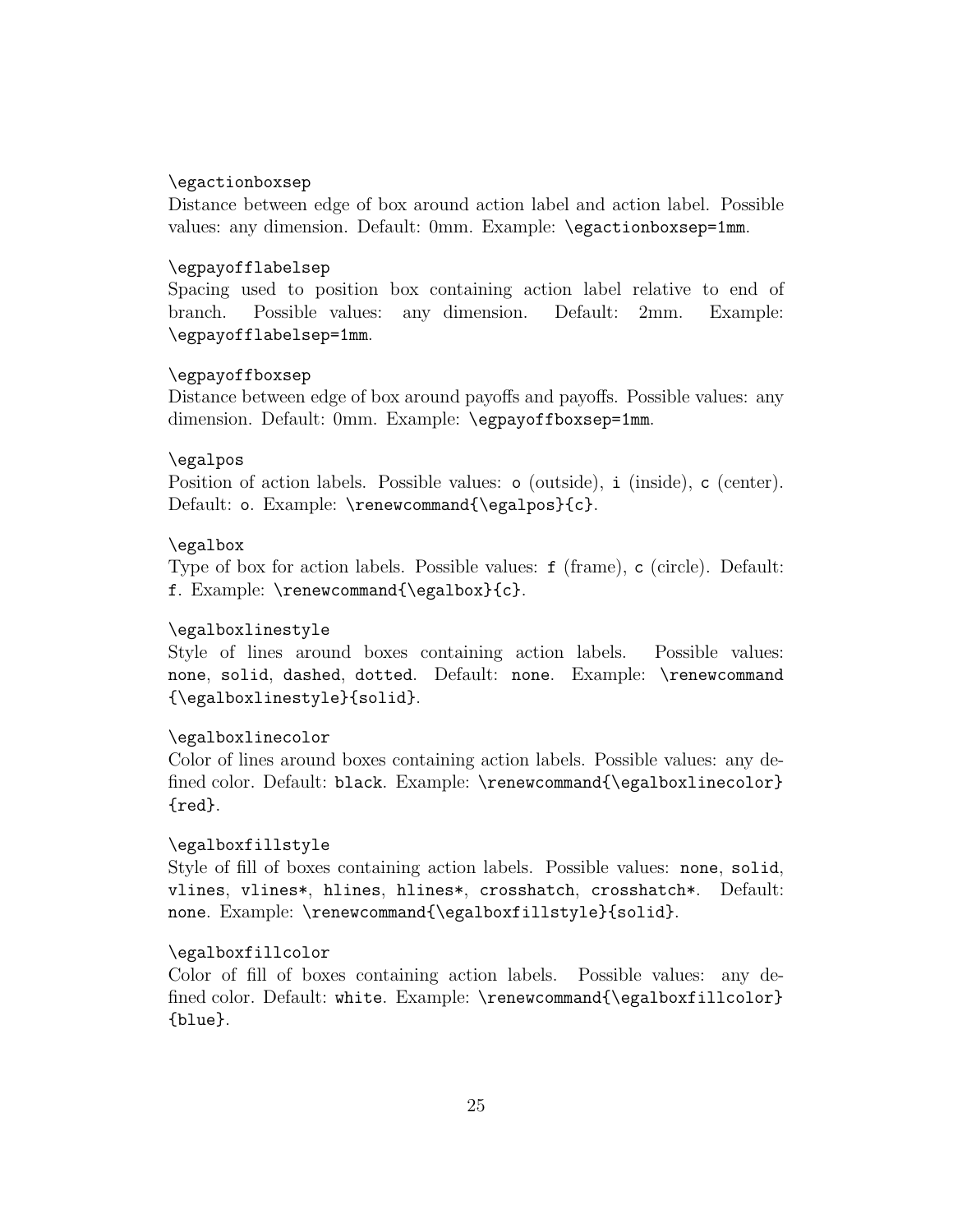`\egactionboxsep`
Distance between edge of box around action label and action label. Possible values: any dimension. Default: 0mm. Example: `\egactionboxsep=1mm`.

`\egpayofflabelsep`
Spacing used to position box containing action label relative to end of branch. Possible values: any dimension. Default: 2mm. Example: `\egpayofflabelsep=1mm`.

`\egpayoffboxsep`
Distance between edge of box around payoffs and payoffs. Possible values: any dimension. Default: 0mm. Example: `\egpayoffboxsep=1mm`.

`\egalpos`
Position of action labels. Possible values: `o` (outside), `i` (inside), `c` (center). Default: `o`. Example: `\renewcommand{\egalpos}{c}`.

`\egalbox`
Type of box for action labels. Possible values: `f` (frame), `c` (circle). Default: `f`. Example: `\renewcommand{\egalbox}{c}`.

`\egalboxlinestyle`
Style of lines around boxes containing action labels. Possible values: `none`, `solid`, `dashed`, `dotted`. Default: `none`. Example: `\renewcommand {\egalboxlinestyle}{solid}`.

`\egalboxlinecolor`
Color of lines around boxes containing action labels. Possible values: any defined color. Default: `black`. Example: `\renewcommand{\egalboxlinecolor} {red}`.

`\egalboxfillstyle`
Style of fill of boxes containing action labels. Possible values: `none`, `solid`, `vlines`, `vlines*`, `hlines`, `hlines*`, `crosshatch`, `crosshatch*`. Default: `none`. Example: `\renewcommand{\egalboxfillstyle}{solid}`.

`\egalboxfillcolor`
Color of fill of boxes containing action labels. Possible values: any defined color. Default: `white`. Example: `\renewcommand{\egalboxfillcolor} {blue}`.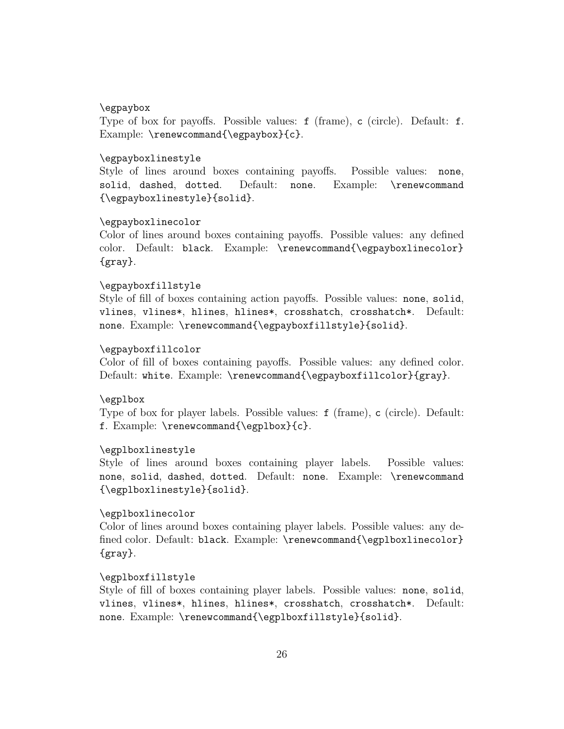`\egpaybox`
Type of box for payoffs. Possible values: `f` (frame), `c` (circle). Default: `f`. Example: `\renewcommand{\egpaybox}{c}`.

`\egpayboxlinestyle`
Style of lines around boxes containing payoffs. Possible values: `none`, `solid`, `dashed`, `dotted`. Default: `none`. Example: `\renewcommand {\egpayboxlinestyle}{solid}`.

`\egpayboxlinecolor`
Color of lines around boxes containing payoffs. Possible values: any defined color. Default: `black`. Example: `\renewcommand{\egpayboxlinecolor} {gray}`.

`\egpayboxfillstyle`
Style of fill of boxes containing action payoffs. Possible values: `none`, `solid`, `vlines`, `vlines*`, `hlines`, `hlines*`, `crosshatch`, `crosshatch*`. Default: `none`. Example: `\renewcommand{\egpayboxfillstyle}{solid}`.

`\egpayboxfillcolor`
Color of fill of boxes containing payoffs. Possible values: any defined color. Default: `white`. Example: `\renewcommand{\egpayboxfillcolor}{gray}`.

`\egplbox`
Type of box for player labels. Possible values: `f` (frame), `c` (circle). Default: `f`. Example: `\renewcommand{\egplbox}{c}`.

`\egplboxlinestyle`
Style of lines around boxes containing player labels. Possible values: `none`, `solid`, `dashed`, `dotted`. Default: `none`. Example: `\renewcommand {\egplboxlinestyle}{solid}`.

`\egplboxlinecolor`
Color of lines around boxes containing player labels. Possible values: any defined color. Default: `black`. Example: `\renewcommand{\egplboxlinecolor} {gray}`.

`\egplboxfillstyle`
Style of fill of boxes containing player labels. Possible values: `none`, `solid`, `vlines`, `vlines*`, `hlines`, `hlines*`, `crosshatch`, `crosshatch*`. Default: `none`. Example: `\renewcommand{\egplboxfillstyle}{solid}`.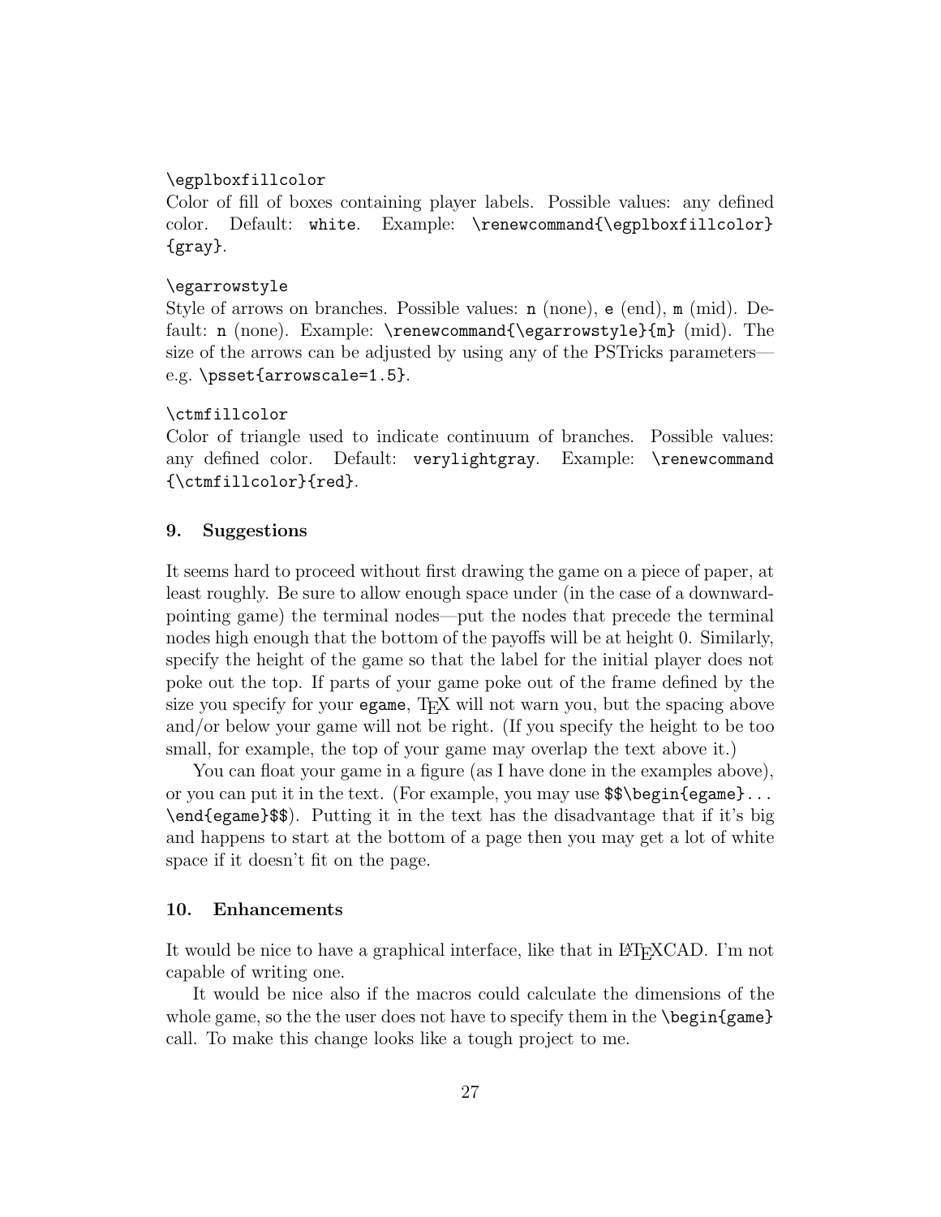`\egplboxfillcolor`
Color of fill of boxes containing player labels. Possible values: any defined color. Default: `white`. Example: `\renewcommand{\egplboxfillcolor}{gray}`.

`\egarrowstyle`
Style of arrows on branches. Possible values: `n` (none), `e` (end), `m` (mid). Default: `n` (none). Example: `\renewcommand{\egarrowstyle}{m}` (mid). The size of the arrows can be adjusted by using any of the PSTricks parameters—e.g. `\psset{arrowscale=1.5}`.

`\ctmfillcolor`
Color of triangle used to indicate continuum of branches. Possible values: any defined color. Default: `verylightgray`. Example: `\renewcommand{\ctmfillcolor}{red}`.

### 9. Suggestions

It seems hard to proceed without first drawing the game on a piece of paper, at least roughly. Be sure to allow enough space under (in the case of a downward-pointing game) the terminal nodes—put the nodes that precede the terminal nodes high enough that the bottom of the payoffs will be at height 0. Similarly, specify the height of the game so that the label for the initial player does not poke out the top. If parts of your game poke out of the frame defined by the size you specify for your `egame`, TEX will not warn you, but the spacing above and/or below your game will not be right. (If you specify the height to be too small, for example, the top of your game may overlap the text above it.)

You can float your game in a figure (as I have done in the examples above), or you can put it in the text. (For example, you may use `$$\begin{egame}... \end{egame}$$`). Putting it in the text has the disadvantage that if it's big and happens to start at the bottom of a page then you may get a lot of white space if it doesn't fit on the page.

### 10. Enhancements

It would be nice to have a graphical interface, like that in LATEXCAD. I'm not capable of writing one.

It would be nice also if the macros could calculate the dimensions of the whole game, so the the user does not have to specify them in the `\begin{game}` call. To make this change looks like a tough project to me.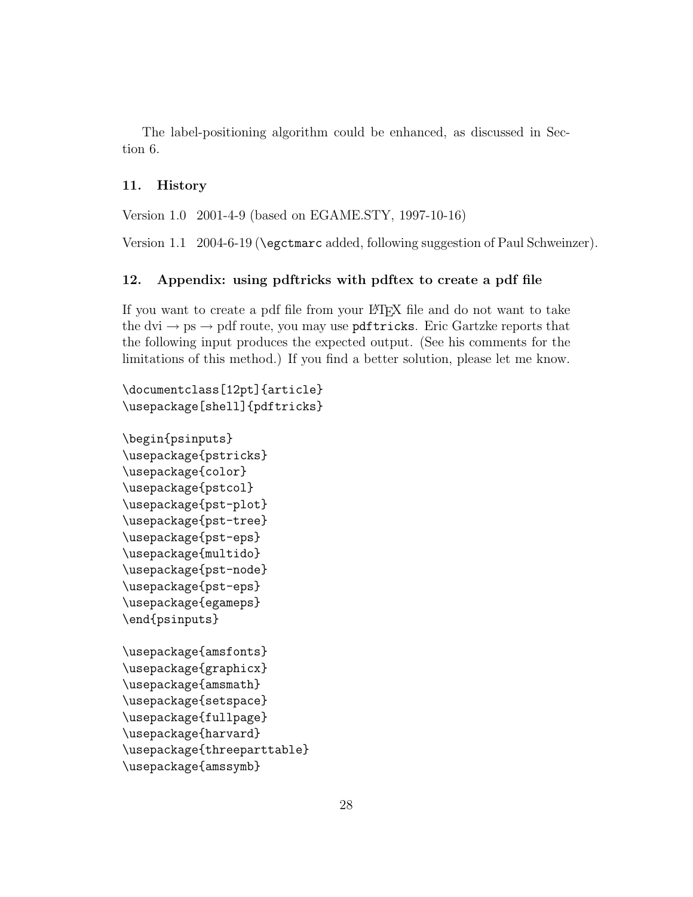The label-positioning algorithm could be enhanced, as discussed in Section 6.

### 11. History

Version 1.0  2001-4-9 (based on EGAME.STY, 1997-10-16)

Version 1.1  2004-6-19 (`\egctmarc` added, following suggestion of Paul Schweinzer).

### 12. Appendix: using pdftricks with pdftex to create a pdf file

If you want to create a pdf file from your LaTeX file and do not want to take the dvi → ps → pdf route, you may use `pdftricks`. Eric Gartzke reports that the following input produces the expected output. (See his comments for the limitations of this method.) If you find a better solution, please let me know.

```
\documentclass[12pt]{article}
\usepackage[shell]{pdftricks}

\begin{psinputs}
\usepackage{pstricks}
\usepackage{color}
\usepackage{pstcol}
\usepackage{pst-plot}
\usepackage{pst-tree}
\usepackage{pst-eps}
\usepackage{multido}
\usepackage{pst-node}
\usepackage{pst-eps}
\usepackage{egameps}
\end{psinputs}

\usepackage{amsfonts}
\usepackage{graphicx}
\usepackage{amsmath}
\usepackage{setspace}
\usepackage{fullpage}
\usepackage{harvard}
\usepackage{threeparttable}
\usepackage{amssymb}
```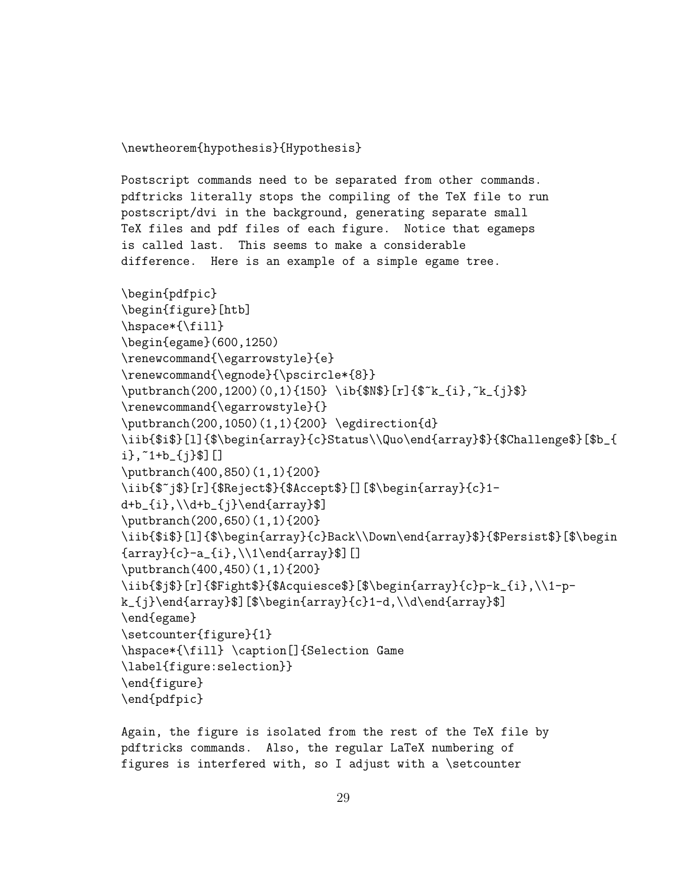```
\newtheorem{hypothesis}{Hypothesis}
```

Postscript commands need to be separated from other commands. pdftricks literally stops the compiling of the TeX file to run postscript/dvi in the background, generating separate small TeX files and pdf files of each figure. Notice that egameps is called last. This seems to make a considerable difference. Here is an example of a simple egame tree.

```
\begin{pdfpic}
\begin{figure}[htb]
\hspace*{\fill}
\begin{egame}(600,1250)
\renewcommand{\egarrowstyle}{e}
\renewcommand{\egnode}{\pscircle*{8}}
\putbranch(200,1200)(0,1){150} \ib{$N$}[r]{$~k_{i},~k_{j}$}
\renewcommand{\egarrowstyle}{}
\putbranch(200,1050)(1,1){200} \egdirection{d}
\iib{$i$}[l]{$\begin{array}{c}Status\\Quo\end{array}$}{$Challenge$}[$b_{
i},~1+b_{j}$][]
\putbranch(400,850)(1,1){200}
\iib{$~j$}[r]{$Reject$}{$Accept$}[][$\begin{array}{c}1-
d+b_{i},\\d+b_{j}\end{array}$]
\putbranch(200,650)(1,1){200}
\iib{$i$}[l]{$\begin{array}{c}Back\\Down\end{array}$}{$Persist$}[$\begin
{array}{c}-a_{i},\\1\end{array}$][]
\putbranch(400,450)(1,1){200}
\iib{$j$}[r]{$Fight$}{$Acquiesce$}[$\begin{array}{c}p-k_{i},\\1-p-
k_{j}\end{array}$][$\begin{array}{c}1-d,\\d\end{array}$]
\end{egame}
\setcounter{figure}{1}
\hspace*{\fill} \caption[]{Selection Game
\label{figure:selection}}
\end{figure}
\end{pdfpic}
```

Again, the figure is isolated from the rest of the TeX file by pdftricks commands. Also, the regular LaTeX numbering of figures is interfered with, so I adjust with a \setcounter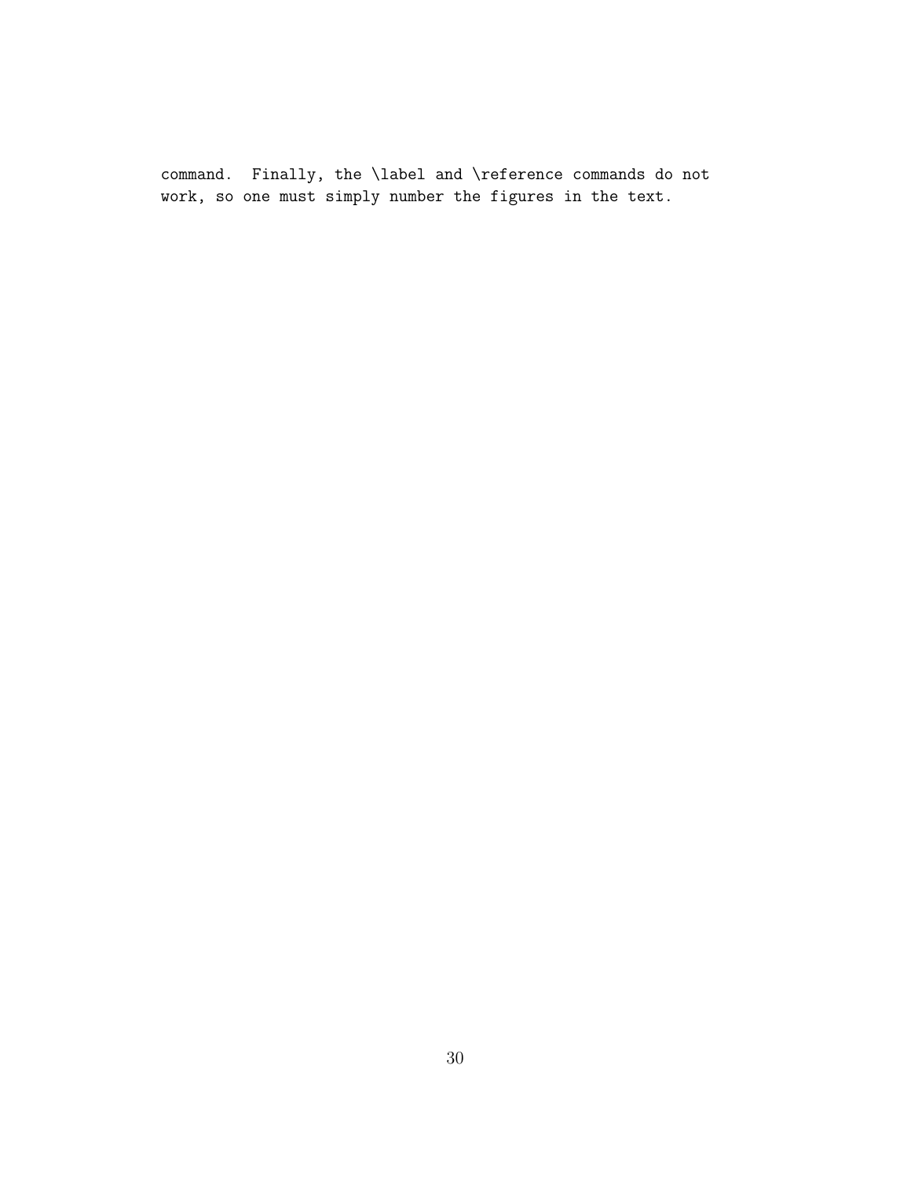command. Finally, the \label and \reference commands do not work, so one must simply number the figures in the text.